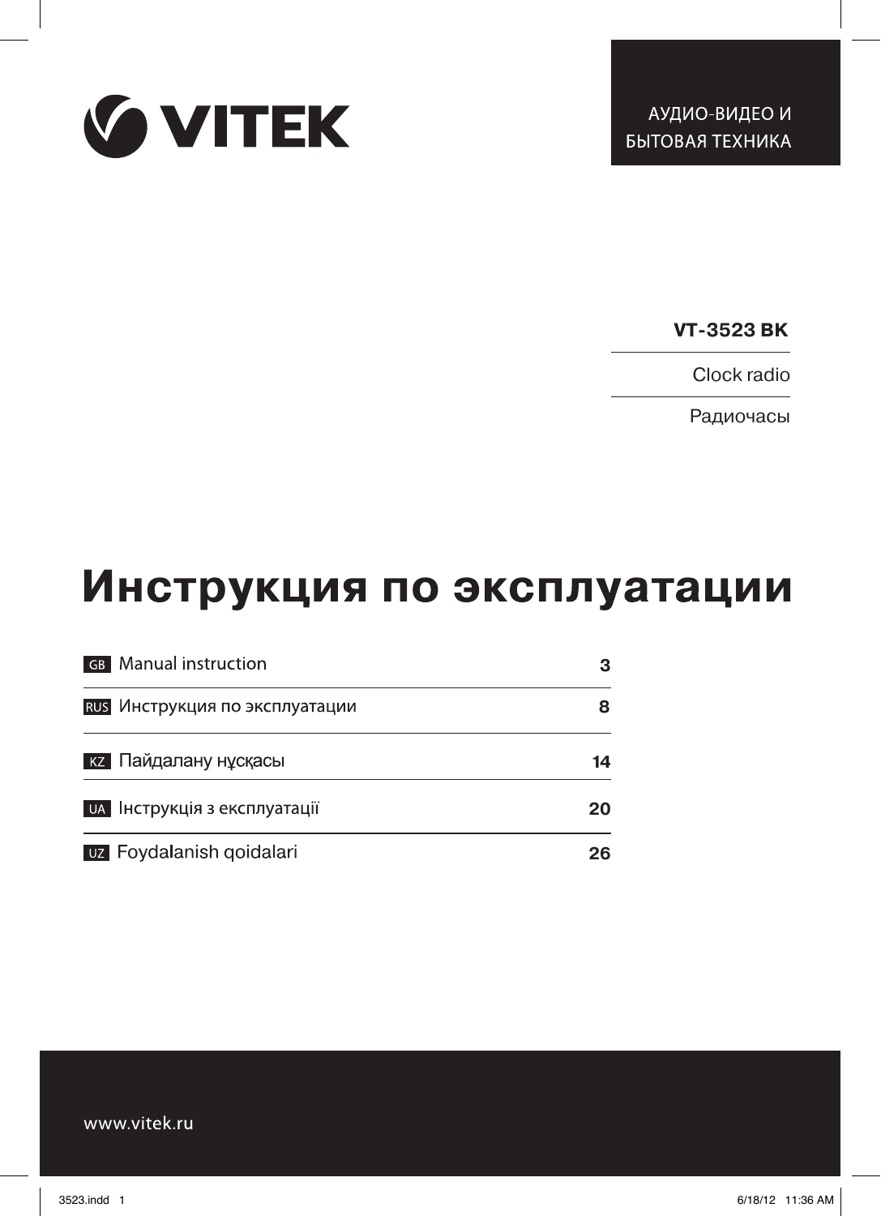VITEK

АУДИО-ВИДЕО И БЫТОВАЯ ТЕХНИКА

**VT-3523 BK**

Clock radio

Радиочасы

# Инструкция по эксплуатации

| | | |
|---|---|---|
| GB | Manual instruction | 3 |
| RUS | Инструкция по эксплуатации | 8 |
| KZ | Пайдалану нұсқасы | 14 |
| UA | Інструкція з експлуатації | 20 |
| UZ | Foydalanish qoidalari | 26 |

www.vitek.ru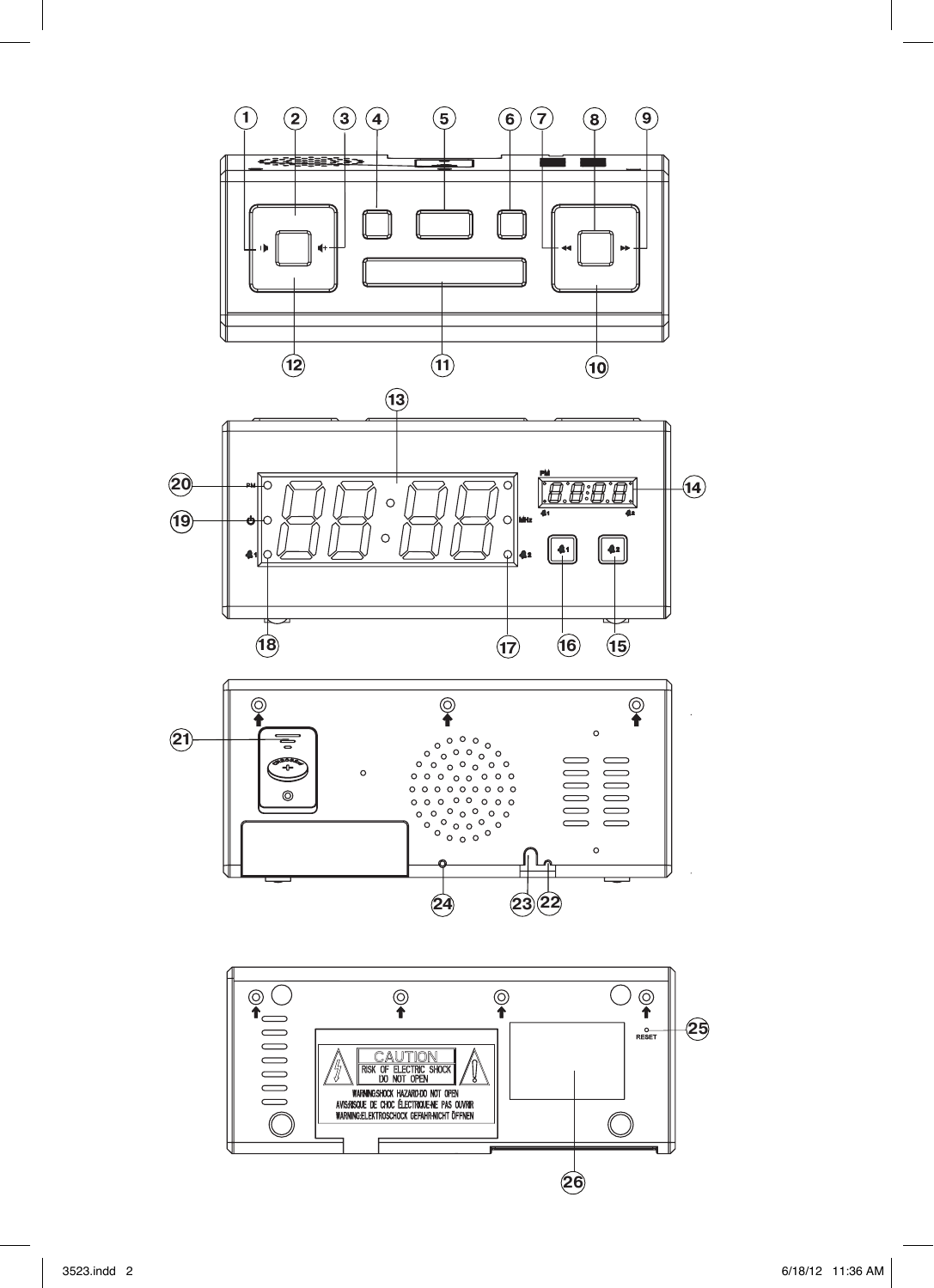CAUTION

RISK OF ELECTRIC SHOCK DO NOT OPEN

WARNING:SHOCK HAZARD-DO NOT OPEN

AVIS:RISQUE DE CHOC ÉLECTRIQUE-NE PAS OUVRIR

WARNING:ELEKTROSCHOCK GEFAHR-NICHT ÖFFNEN

RESET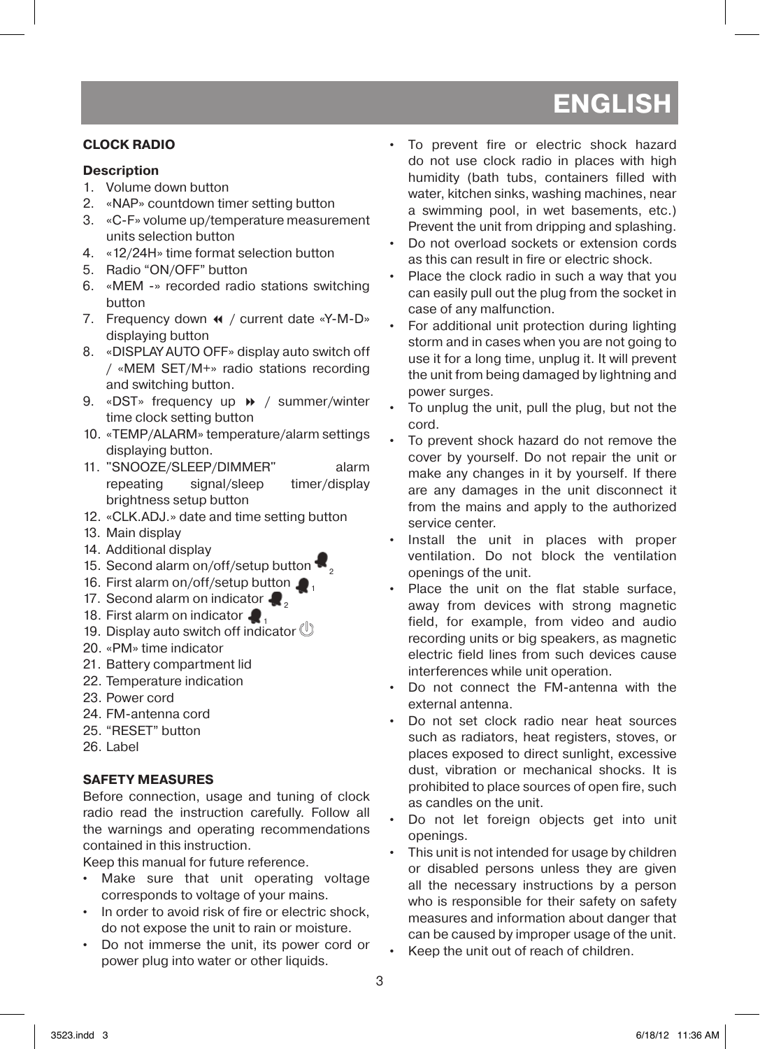# ENGLISH

## CLOCK RADIO

### Description

1. Volume down button
2. «NAP» countdown timer setting button
3. «C-F» volume up/temperature measurement units selection button
4. «12/24H» time format selection button
5. Radio “ON/OFF” button
6. «MEM -» recorded radio stations switching button
7. Frequency down ⏪ / current date «Y-M-D» displaying button
8. «DISPLAY AUTO OFF» display auto switch off / «MEM SET/M+» radio stations recording and switching button.
9. «DST» frequency up ⏩ / summer/winter time clock setting button
10. «TEMP/ALARM» temperature/alarm settings displaying button.
11. "SNOOZE/SLEEP/DIMMER" alarm repeating signal/sleep timer/display brightness setup button
12. «CLK.ADJ.» date and time setting button
13. Main display
14. Additional display
15. Second alarm on/off/setup button 🔔2
16. First alarm on/off/setup button 🔔1
17. Second alarm on indicator 🔔2
18. First alarm on indicator 🔔1
19. Display auto switch off indicator ⏻
20. «PM» time indicator
21. Battery compartment lid
22. Temperature indication
23. Power cord
24. FM-antenna cord
25. “RESET” button
26. Label

## SAFETY MEASURES

Before connection, usage and tuning of clock radio read the instruction carefully. Follow all the warnings and operating recommendations contained in this instruction.

Keep this manual for future reference.

- Make sure that unit operating voltage corresponds to voltage of your mains.
- In order to avoid risk of fire or electric shock, do not expose the unit to rain or moisture.
- Do not immerse the unit, its power cord or power plug into water or other liquids.
- To prevent fire or electric shock hazard do not use clock radio in places with high humidity (bath tubs, containers filled with water, kitchen sinks, washing machines, near a swimming pool, in wet basements, etc.) Prevent the unit from dripping and splashing.
- Do not overload sockets or extension cords as this can result in fire or electric shock.
- Place the clock radio in such a way that you can easily pull out the plug from the socket in case of any malfunction.
- For additional unit protection during lighting storm and in cases when you are not going to use it for a long time, unplug it. It will prevent the unit from being damaged by lightning and power surges.
- To unplug the unit, pull the plug, but not the cord.
- To prevent shock hazard do not remove the cover by yourself. Do not repair the unit or make any changes in it by yourself. If there are any damages in the unit disconnect it from the mains and apply to the authorized service center.
- Install the unit in places with proper ventilation. Do not block the ventilation openings of the unit.
- Place the unit on the flat stable surface, away from devices with strong magnetic field, for example, from video and audio recording units or big speakers, as magnetic electric field lines from such devices cause interferences while unit operation.
- Do not connect the FM-antenna with the external antenna.
- Do not set clock radio near heat sources such as radiators, heat registers, stoves, or places exposed to direct sunlight, excessive dust, vibration or mechanical shocks. It is prohibited to place sources of open fire, such as candles on the unit.
- Do not let foreign objects get into unit openings.
- This unit is not intended for usage by children or disabled persons unless they are given all the necessary instructions by a person who is responsible for their safety on safety measures and information about danger that can be caused by improper usage of the unit.
- Keep the unit out of reach of children.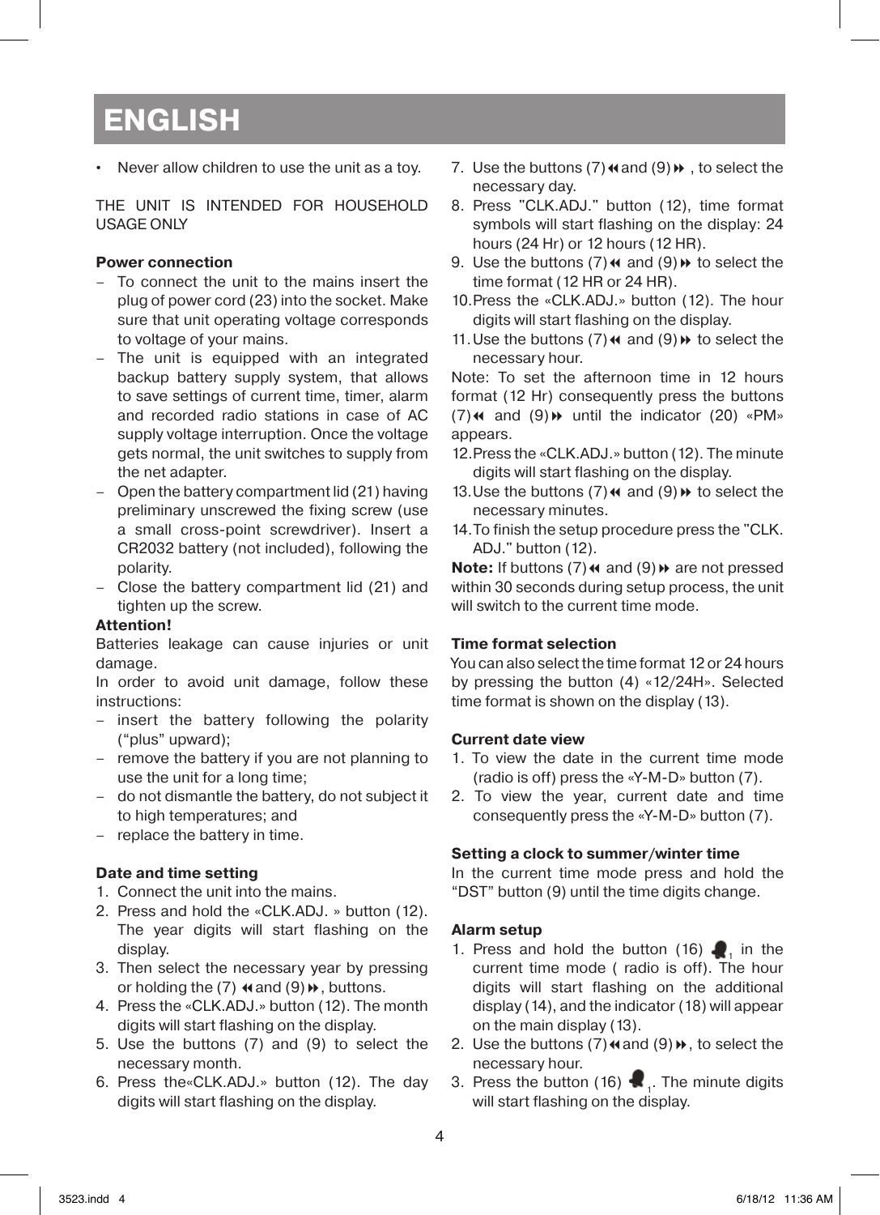# ENGLISH

- Never allow children to use the unit as a toy.

THE UNIT IS INTENDED FOR HOUSEHOLD USAGE ONLY

**Power connection**

- To connect the unit to the mains insert the plug of power cord (23) into the socket. Make sure that unit operating voltage corresponds to voltage of your mains.
- The unit is equipped with an integrated backup battery supply system, that allows to save settings of current time, timer, alarm and recorded radio stations in case of AC supply voltage interruption. Once the voltage gets normal, the unit switches to supply from the net adapter.
- Open the battery compartment lid (21) having preliminary unscrewed the fixing screw (use a small cross-point screwdriver). Insert a CR2032 battery (not included), following the polarity.
- Close the battery compartment lid (21) and tighten up the screw.

**Attention!**

Batteries leakage can cause injuries or unit damage.

In order to avoid unit damage, follow these instructions:

- insert the battery following the polarity ("plus" upward);
- remove the battery if you are not planning to use the unit for a long time;
- do not dismantle the battery, do not subject it to high temperatures; and
- replace the battery in time.

**Date and time setting**

1. Connect the unit into the mains.
2. Press and hold the «CLK.ADJ. » button (12). The year digits will start flashing on the display.
3. Then select the necessary year by pressing or holding the (7) ⏪ and (9) ⏩, buttons.
4. Press the «CLK.ADJ.» button (12). The month digits will start flashing on the display.
5. Use the buttons (7) and (9) to select the necessary month.
6. Press the«CLK.ADJ.» button (12). The day digits will start flashing on the display.
7. Use the buttons (7) ⏪ and (9) ⏩ , to select the necessary day.
8. Press "CLK.ADJ." button (12), time format symbols will start flashing on the display: 24 hours (24 Hr) or 12 hours (12 HR).
9. Use the buttons (7) ⏪ and (9) ⏩ to select the time format (12 HR or 24 HR).
10. Press the «CLK.ADJ.» button (12). The hour digits will start flashing on the display.
11. Use the buttons (7) ⏪ and (9) ⏩ to select the necessary hour.

Note: To set the afternoon time in 12 hours format (12 Hr) consequently press the buttons (7) ⏪ and (9) ⏩ until the indicator (20) «PM» appears.

12. Press the «CLK.ADJ.» button (12). The minute digits will start flashing on the display.
13. Use the buttons (7) ⏪ and (9) ⏩ to select the necessary minutes.
14. To finish the setup procedure press the "CLK. ADJ." button (12).

**Note:** If buttons (7) ⏪ and (9) ⏩ are not pressed within 30 seconds during setup process, the unit will switch to the current time mode.

**Time format selection**

You can also select the time format 12 or 24 hours by pressing the button (4) «12/24H». Selected time format is shown on the display (13).

**Current date view**

1. To view the date in the current time mode (radio is off) press the «Y-M-D» button (7).
2. To view the year, current date and time consequently press the «Y-M-D» button (7).

**Setting a clock to summer/winter time**

In the current time mode press and hold the "DST" button (9) until the time digits change.

**Alarm setup**

1. Press and hold the button (16) 🔔1 in the current time mode ( radio is off). The hour digits will start flashing on the additional display (14), and the indicator (18) will appear on the main display (13).
2. Use the buttons (7) ⏪ and (9) ⏩, to select the necessary hour.
3. Press the button (16) 🔔1. The minute digits will start flashing on the display.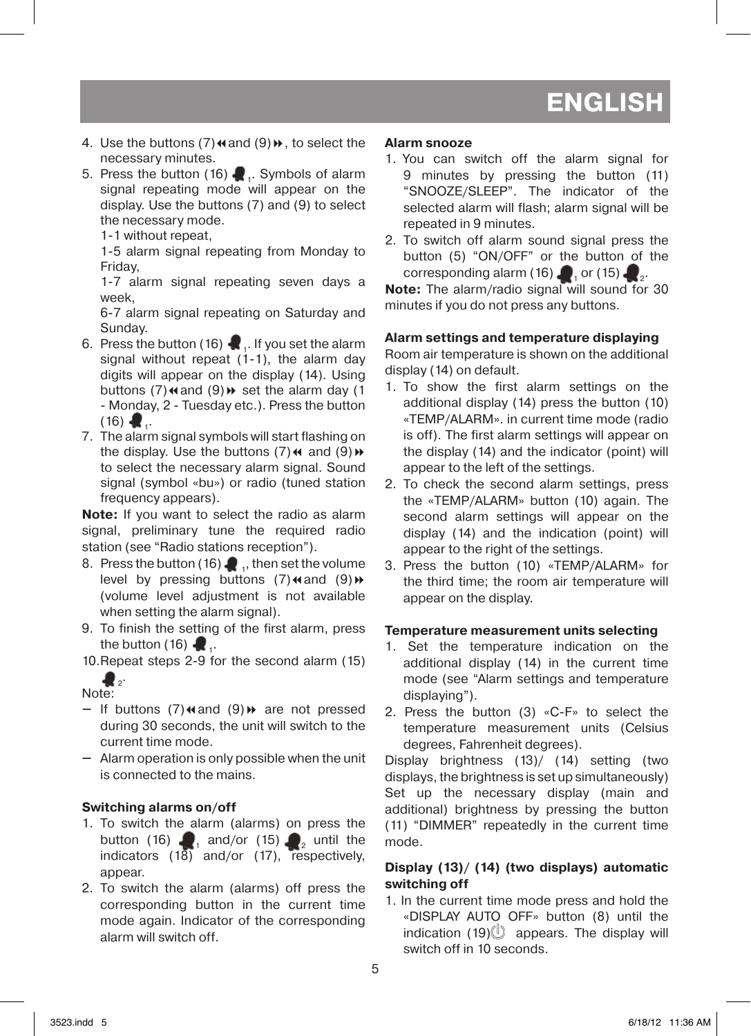4. Use the buttons (7)⏪and (9)⏩, to select the necessary minutes.
5. Press the button (16) 🔔$_1$. Symbols of alarm signal repeating mode will appear on the display. Use the buttons (7) and (9) to select the necessary mode.
   1-1 without repeat,
   1-5 alarm signal repeating from Monday to Friday,
   1-7 alarm signal repeating seven days a week,
   6-7 alarm signal repeating on Saturday and Sunday.
6. Press the button (16) 🔔$_1$. If you set the alarm signal without repeat (1-1), the alarm day digits will appear on the display (14). Using buttons (7)⏪and (9)⏩ set the alarm day (1 - Monday, 2 - Tuesday etc.). Press the button (16) 🔔$_1$.
7. The alarm signal symbols will start flashing on the display. Use the buttons (7)⏪ and (9)⏩ to select the necessary alarm signal. Sound signal (symbol «bu») or radio (tuned station frequency appears).

**Note:** If you want to select the radio as alarm signal, preliminary tune the required radio station (see "Radio stations reception").

8. Press the button (16) 🔔$_1$, then set the volume level by pressing buttons (7)⏪and (9)⏩ (volume level adjustment is not available when setting the alarm signal).
9. To finish the setting of the first alarm, press the button (16) 🔔$_1$.
10. Repeat steps 2-9 for the second alarm (15) 🔔$_2$.

Note:
- If buttons (7)⏪and (9)⏩ are not pressed during 30 seconds, the unit will switch to the current time mode.
- Alarm operation is only possible when the unit is connected to the mains.

**Switching alarms on/off**

1. To switch the alarm (alarms) on press the button (16) 🔔$_1$ and/or (15) 🔔$_2$ until the indicators (18) and/or (17), respectively, appear.
2. To switch the alarm (alarms) off press the corresponding button in the current time mode again. Indicator of the corresponding alarm will switch off.

**Alarm snooze**

1. You can switch off the alarm signal for 9 minutes by pressing the button (11) "SNOOZE/SLEEP". The indicator of the selected alarm will flash; alarm signal will be repeated in 9 minutes.
2. To switch off alarm sound signal press the button (5) "ON/OFF" or the button of the corresponding alarm (16) 🔔$_1$ or (15) 🔔$_2$.

**Note:** The alarm/radio signal will sound for 30 minutes if you do not press any buttons.

**Alarm settings and temperature displaying**

Room air temperature is shown on the additional display (14) on default.

1. To show the first alarm settings on the additional display (14) press the button (10) «TEMP/ALARM». in current time mode (radio is off). The first alarm settings will appear on the display (14) and the indicator (point) will appear to the left of the settings.
2. To check the second alarm settings, press the «TEMP/ALARM» button (10) again. The second alarm settings will appear on the display (14) and the indication (point) will appear to the right of the settings.
3. Press the button (10) «TEMP/ALARM» for the third time; the room air temperature will appear on the display.

**Temperature measurement units selecting**

1. Set the temperature indication on the additional display (14) in the current time mode (see "Alarm settings and temperature displaying").
2. Press the button (3) «C-F» to select the temperature measurement units (Celsius degrees, Fahrenheit degrees).

Display brightness (13)/ (14) setting (two displays, the brightness is set up simultaneously)

Set up the necessary display (main and additional) brightness by pressing the button (11) "DIMMER" repeatedly in the current time mode.

**Display (13)/ (14) (two displays) automatic switching off**

1. In the current time mode press and hold the «DISPLAY AUTO OFF» button (8) until the indication (19)⏻ appears. The display will switch off in 10 seconds.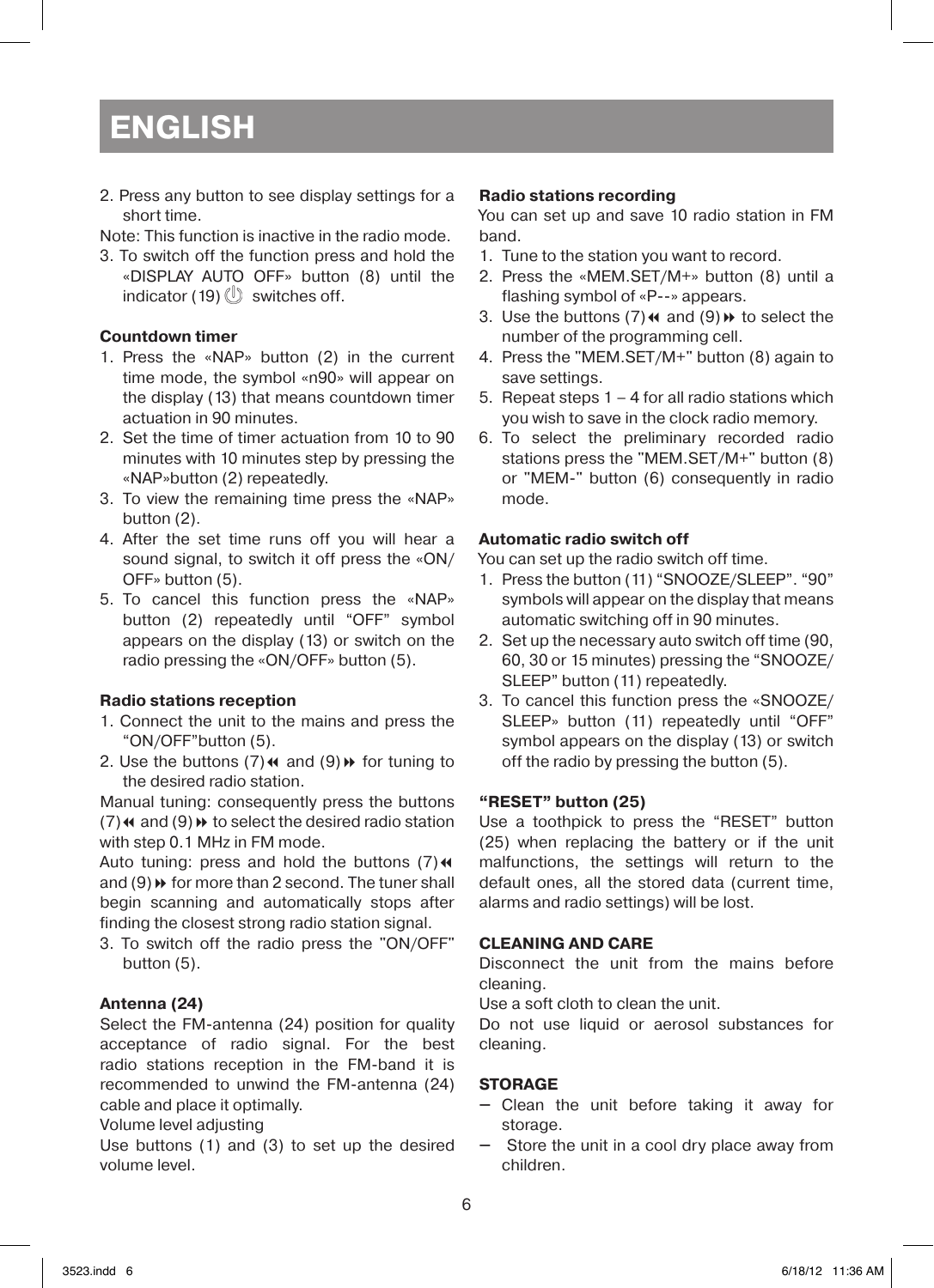# ENGLISH

2. Press any button to see display settings for a short time.

Note: This function is inactive in the radio mode.

3. To switch off the function press and hold the «DISPLAY AUTO OFF» button (8) until the indicator (19) ⏻ switches off.

**Countdown timer**

1. Press the «NAP» button (2) in the current time mode, the symbol «n90» will appear on the display (13) that means countdown timer actuation in 90 minutes.
2. Set the time of timer actuation from 10 to 90 minutes with 10 minutes step by pressing the «NAP»button (2) repeatedly.
3. To view the remaining time press the «NAP» button (2).
4. After the set time runs off you will hear a sound signal, to switch it off press the «ON/OFF» button (5).
5. To cancel this function press the «NAP» button (2) repeatedly until "OFF" symbol appears on the display (13) or switch on the radio pressing the «ON/OFF» button (5).

**Radio stations reception**

1. Connect the unit to the mains and press the "ON/OFF"button (5).
2. Use the buttons (7)⏪ and (9)⏩ for tuning to the desired radio station.

Manual tuning: consequently press the buttons (7)⏪ and (9)⏩ to select the desired radio station with step 0.1 MHz in FM mode.

Auto tuning: press and hold the buttons (7)⏪ and (9)⏩ for more than 2 second. The tuner shall begin scanning and automatically stops after finding the closest strong radio station signal.

3. To switch off the radio press the "ON/OFF" button (5).

**Antenna (24)**

Select the FM-antenna (24) position for quality acceptance of radio signal. For the best radio stations reception in the FM-band it is recommended to unwind the FM-antenna (24) cable and place it optimally.

Volume level adjusting

Use buttons (1) and (3) to set up the desired volume level.

**Radio stations recording**

You can set up and save 10 radio station in FM band.

1. Tune to the station you want to record.
2. Press the «MEM.SET/M+» button (8) until a flashing symbol of «P--» appears.
3. Use the buttons (7)⏪ and (9)⏩ to select the number of the programming cell.
4. Press the "MEM.SET/M+" button (8) again to save settings.
5. Repeat steps 1 – 4 for all radio stations which you wish to save in the clock radio memory.
6. To select the preliminary recorded radio stations press the "MEM.SET/M+" button (8) or "MEM-" button (6) consequently in radio mode.

**Automatic radio switch off**

You can set up the radio switch off time.

1. Press the button (11) "SNOOZE/SLEEP". "90" symbols will appear on the display that means automatic switching off in 90 minutes.
2. Set up the necessary auto switch off time (90, 60, 30 or 15 minutes) pressing the "SNOOZE/SLEEP" button (11) repeatedly.
3. To cancel this function press the «SNOOZE/SLEEP» button (11) repeatedly until "OFF" symbol appears on the display (13) or switch off the radio by pressing the button (5).

**"RESET" button (25)**

Use a toothpick to press the "RESET" button (25) when replacing the battery or if the unit malfunctions, the settings will return to the default ones, all the stored data (current time, alarms and radio settings) will be lost.

**CLEANING AND CARE**

Disconnect the unit from the mains before cleaning.

Use a soft cloth to clean the unit.

Do not use liquid or aerosol substances for cleaning.

**STORAGE**

- Clean the unit before taking it away for storage.
- Store the unit in a cool dry place away from children.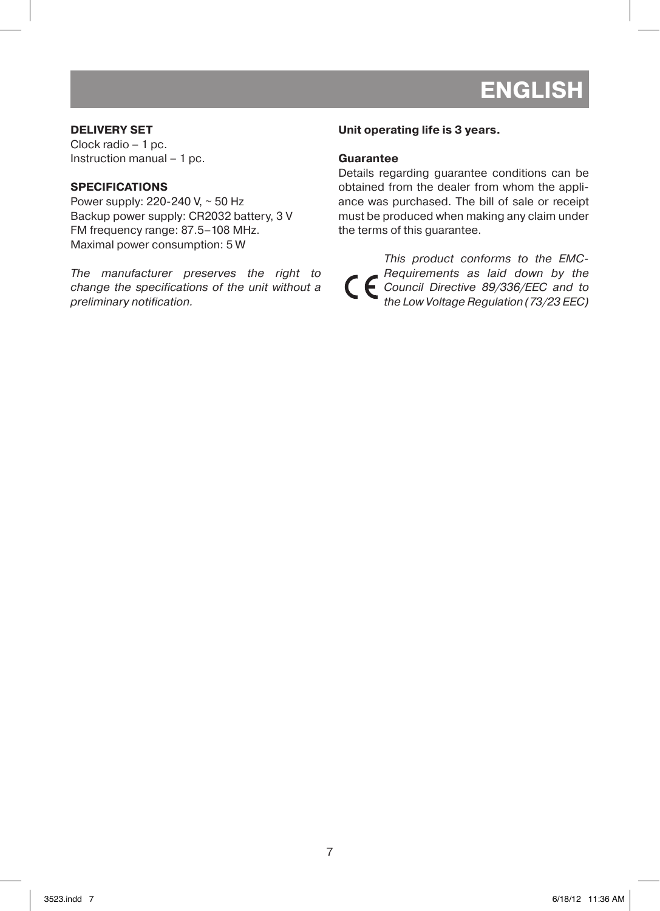## ENGLISH

**DELIVERY SET**
Clock radio – 1 pc.
Instruction manual – 1 pc.

**SPECIFICATIONS**
Power supply: 220-240 V, ~ 50 Hz
Backup power supply: CR2032 battery, 3 V
FM frequency range: 87.5–108 MHz.
Maximal power consumption: 5 W

*The manufacturer preserves the right to change the specifications of the unit without a preliminary notification.*

**Unit operating life is 3 years.**

**Guarantee**
Details regarding guarantee conditions can be obtained from the dealer from whom the appliance was purchased. The bill of sale or receipt must be produced when making any claim under the terms of this guarantee.

CE *This product conforms to the EMC-Requirements as laid down by the Council Directive 89/336/EEC and to the Low Voltage Regulation (73/23 EEC)*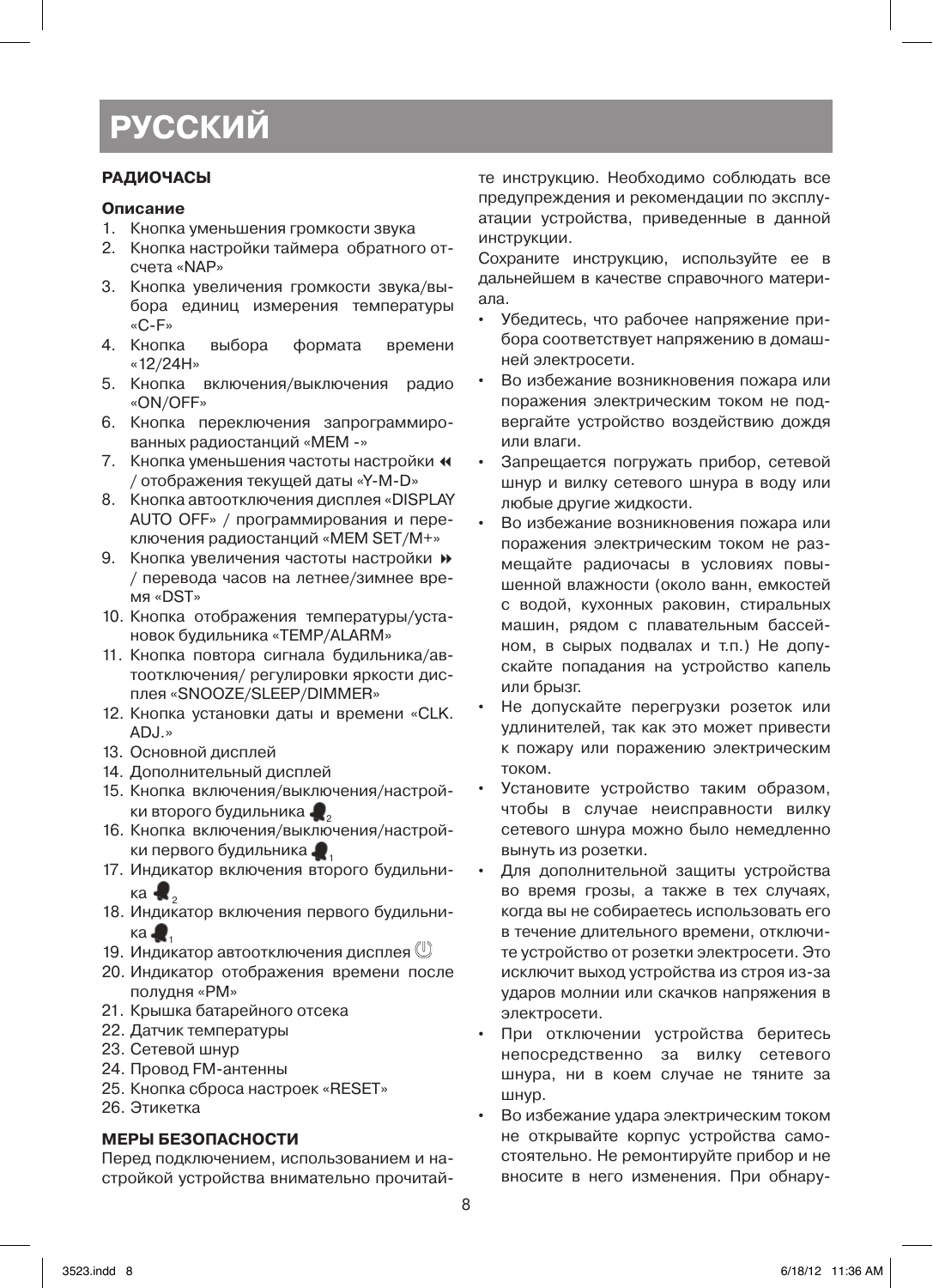# РУССКИЙ

## РАДИОЧАСЫ

### Описание

1. Кнопка уменьшения громкости звука
2. Кнопка настройки таймера обратного отсчета «NAP»
3. Кнопка увеличения громкости звука/выбора единиц измерения температуры «C-F»
4. Кнопка выбора формата времени «12/24H»
5. Кнопка включения/выключения радио «ON/OFF»
6. Кнопка переключения запрограммированных радиостанций «MEM -»
7. Кнопка уменьшения частоты настройки ◀◀ / отображения текущей даты «Y-M-D»
8. Кнопка автоотключения дисплея «DISPLAY AUTO OFF» / программирования и переключения радиостанций «MEM SET/M+»
9. Кнопка увеличения частоты настройки ▶▶ / перевода часов на летнее/зимнее время «DST»
10. Кнопка отображения температуры/установок будильника «TEMP/ALARM»
11. Кнопка повтора сигнала будильника/автоотключения/ регулировки яркости дисплея «SNOOZE/SLEEP/DIMMER»
12. Кнопка установки даты и времени «CLK. ADJ.»
13. Основной дисплей
14. Дополнительный дисплей
15. Кнопка включения/выключения/настройки второго будильника 🔔2
16. Кнопка включения/выключения/настройки первого будильника 🔔1
17. Индикатор включения второго будильника 🔔2
18. Индикатор включения первого будильника 🔔1
19. Индикатор автоотключения дисплея ⏻
20. Индикатор отображения времени после полудня «PM»
21. Крышка батарейного отсека
22. Датчик температуры
23. Сетевой шнур
24. Провод FM-антенны
25. Кнопка сброса настроек «RESET»
26. Этикетка

## МЕРЫ БЕЗОПАСНОСТИ

Перед подключением, использованием и настройкой устройства внимательно прочитайте инструкцию. Необходимо соблюдать все предупреждения и рекомендации по эксплуатации устройства, приведенные в данной инструкции.

Сохраните инструкцию, используйте ее в дальнейшем в качестве справочного материала.

- Убедитесь, что рабочее напряжение прибора соответствует напряжению в домашней электросети.
- Во избежание возникновения пожара или поражения электрическим током не подвергайте устройство воздействию дождя или влаги.
- Запрещается погружать прибор, сетевой шнур и вилку сетевого шнура в воду или любые другие жидкости.
- Во избежание возникновения пожара или поражения электрическим током не размещайте радиочасы в условиях повышенной влажности (около ванн, емкостей с водой, кухонных раковин, стиральных машин, рядом с плавательным бассейном, в сырых подвалах и т.п.) Не допускайте попадания на устройство капель или брызг.
- Не допускайте перегрузки розеток или удлинителей, так как это может привести к пожару или поражению электрическим током.
- Установите устройство таким образом, чтобы в случае неисправности вилку сетевого шнура можно было немедленно вынуть из розетки.
- Для дополнительной защиты устройства во время грозы, а также в тех случаях, когда вы не собираетесь использовать его в течение длительного времени, отключите устройство от розетки электросети. Это исключит выход устройства из строя из-за ударов молнии или скачков напряжения в электросети.
- При отключении устройства беритесь непосредственно за вилку сетевого шнура, ни в коем случае не тяните за шнур.
- Во избежание удара электрическим током не открывайте корпус устройства самостоятельно. Не ремонтируйте прибор и не вносите в него изменения. При обнару-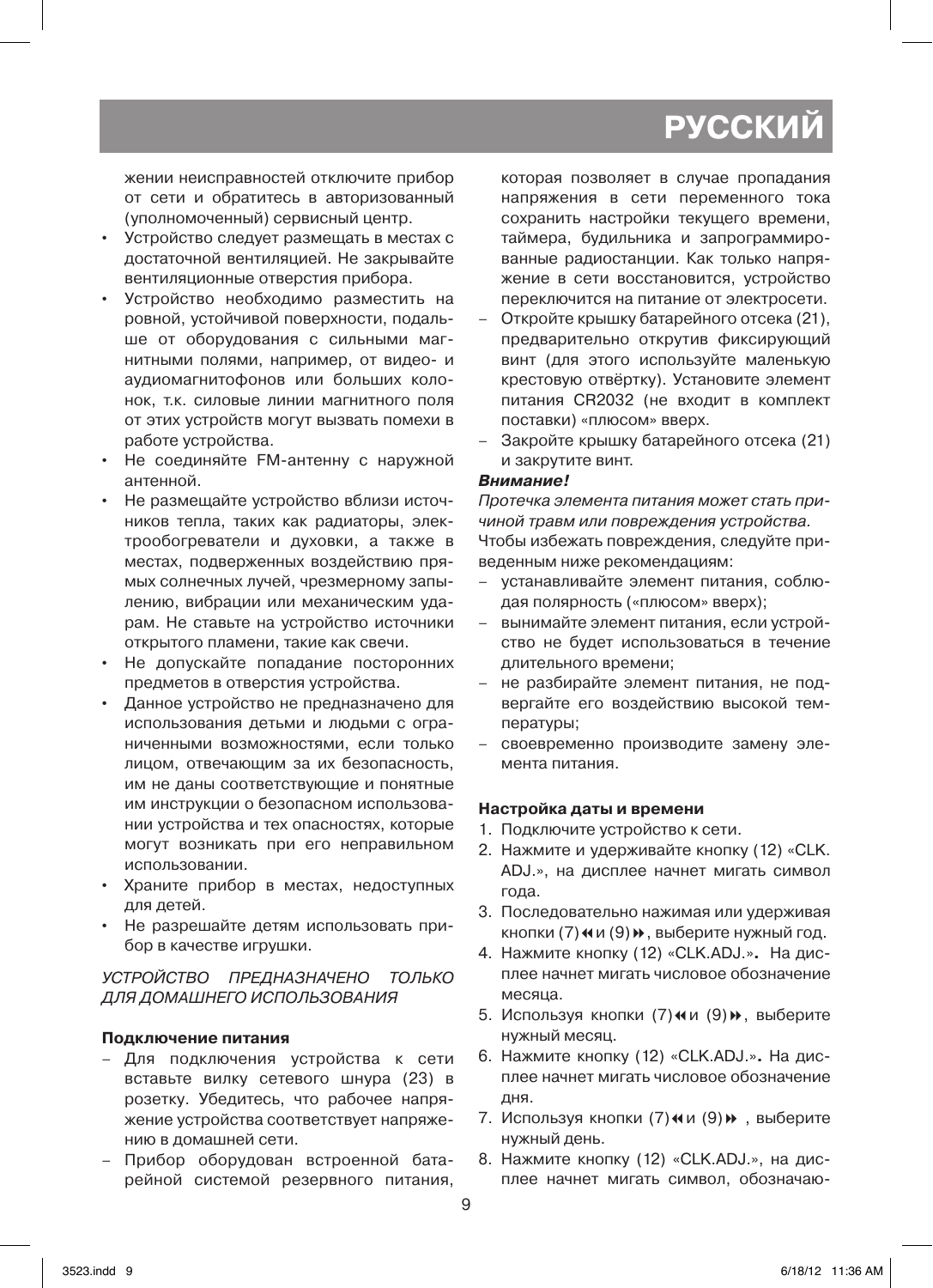жении неисправностей отключите прибор от сети и обратитесь в авторизованный (уполномоченный) сервисный центр.

- Устройство следует размещать в местах с достаточной вентиляцией. Не закрывайте вентиляционные отверстия прибора.
- Устройство необходимо разместить на ровной, устойчивой поверхности, подальше от оборудования с сильными магнитными полями, например, от видео- и аудиомагнитофонов или больших колонок, т.к. силовые линии магнитного поля от этих устройств могут вызвать помехи в работе устройства.
- Не соединяйте FM-антенну с наружной антенной.
- Не размещайте устройство вблизи источников тепла, таких как радиаторы, электрообогреватели и духовки, а также в местах, подверженных воздействию прямых солнечных лучей, чрезмерному запылению, вибрации или механическим ударам. Не ставьте на устройство источники открытого пламени, такие как свечи.
- Не допускайте попадание посторонних предметов в отверстия устройства.
- Данное устройство не предназначено для использования детьми и людьми с ограниченными возможностями, если только лицом, отвечающим за их безопасность, им не даны соответствующие и понятные им инструкции о безопасном использовании устройства и тех опасностях, которые могут возникать при его неправильном использовании.
- Храните прибор в местах, недоступных для детей.
- Не разрешайте детям использовать прибор в качестве игрушки.

*УСТРОЙСТВО ПРЕДНАЗНАЧЕНО ТОЛЬКО ДЛЯ ДОМАШНЕГО ИСПОЛЬЗОВАНИЯ*

**Подключение питания**

- Для подключения устройства к сети вставьте вилку сетевого шнура (23) в розетку. Убедитесь, что рабочее напряжение устройства соответствует напряжению в домашней сети.
- Прибор оборудован встроенной батарейной системой резервного питания, которая позволяет в случае пропадания напряжения в сети переменного тока сохранить настройки текущего времени, таймера, будильника и запрограммированные радиостанции. Как только напряжение в сети восстановится, устройство переключится на питание от электросети.
- Откройте крышку батарейного отсека (21), предварительно открутив фиксирующий винт (для этого используйте маленькую крестовую отвёртку). Установите элемент питания CR2032 (не входит в комплект поставки) «плюсом» вверх.
- Закройте крышку батарейного отсека (21) и закрутите винт.

***Внимание!***

*Протечка элемента питания может стать причиной травм или повреждения устройства.*

Чтобы избежать повреждения, следуйте приведенным ниже рекомендациям:

- устанавливайте элемент питания, соблюдая полярность («плюсом» вверх);
- вынимайте элемент питания, если устройство не будет использоваться в течение длительного времени;
- не разбирайте элемент питания, не подвергайте его воздействию высокой температуры;
- своевременно производите замену элемента питания.

**Настройка даты и времени**

1. Подключите устройство к сети.
2. Нажмите и удерживайте кнопку (12) «CLK. ADJ.», на дисплее начнет мигать символ года.
3. Последовательно нажимая или удерживая кнопки (7) ⏪ и (9) ⏩, выберите нужный год.
4. Нажмите кнопку (12) «CLK.ADJ.». На дисплее начнет мигать числовое обозначение месяца.
5. Используя кнопки (7) ⏪ и (9) ⏩, выберите нужный месяц.
6. Нажмите кнопку (12) «CLK.ADJ.». На дисплее начнет мигать числовое обозначение дня.
7. Используя кнопки (7) ⏪ и (9) ⏩ , выберите нужный день.
8. Нажмите кнопку (12) «CLK.ADJ.», на дисплее начнет мигать символ, обозначаю-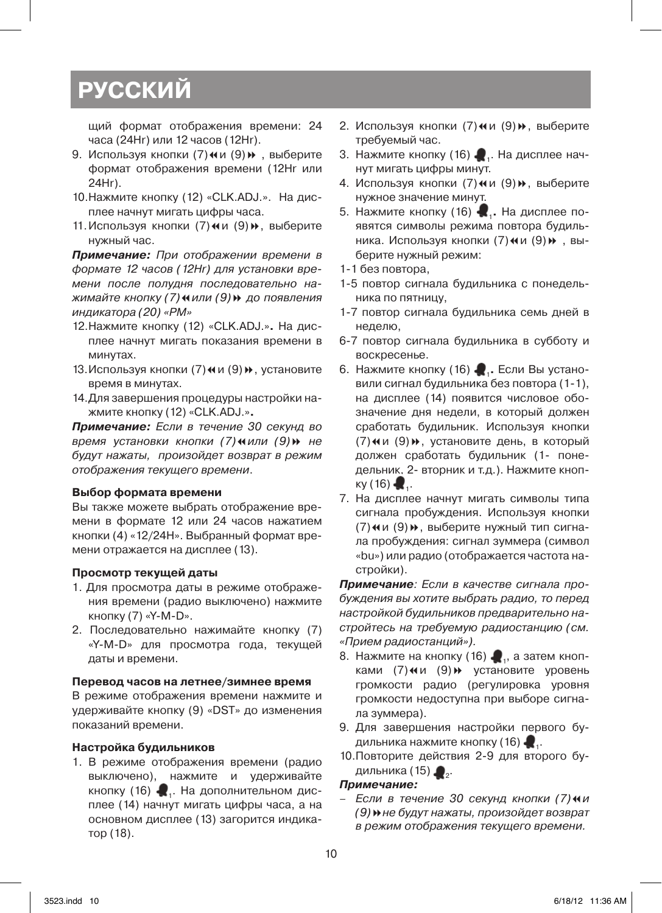# РУССКИЙ

щий формат отображения времени: 24 часа (24Hr) или 12 часов (12Hr).

9. Используя кнопки (7) ⏪ и (9) ⏩ , выберите формат отображения времени (12Hr или 24Hr).
10. Нажмите кнопку (12) «CLK.ADJ.». На дисплее начнут мигать цифры часа.
11. Используя кнопки (7) ⏪ и (9) ⏩, выберите нужный час.

***Примечание:*** *При отображении времени в формате 12 часов (12Hr) для установки времени после полудня последовательно нажимайте кнопку (7) ⏪ или (9) ⏩ до появления индикатора (20) «PM»*

12. Нажмите кнопку (12) «CLK.ADJ.». На дисплее начнут мигать показания времени в минутах.
13. Используя кнопки (7) ⏪ и (9) ⏩, установите время в минутах.
14. Для завершения процедуры настройки нажмите кнопку (12) «CLK.ADJ.».

***Примечание:*** *Если в течение 30 секунд во время установки кнопки (7) ⏪ или (9) ⏩ не будут нажаты, произойдет возврат в режим отображения текущего времени*.

**Выбор формата времени**

Вы также можете выбрать отображение времени в формате 12 или 24 часов нажатием кнопки (4) «12/24H». Выбранный формат времени отражается на дисплее (13).

**Просмотр текущей даты**

1. Для просмотра даты в режиме отображения времени (радио выключено) нажмите кнопку (7) «Y-M-D».
2. Последовательно нажимайте кнопку (7) «Y-M-D» для просмотра года, текущей даты и времени.

**Перевод часов на летнее/зимнее время**

В режиме отображения времени нажмите и удерживайте кнопку (9) «DST» до изменения показаний времени.

**Настройка будильников**

1. В режиме отображения времени (радио выключено), нажмите и удерживайте кнопку (16) 🔔1. На дополнительном дисплее (14) начнут мигать цифры часа, а на основном дисплее (13) загорится индикатор (18).
2. Используя кнопки (7) ⏪ и (9) ⏩, выберите требуемый час.
3. Нажмите кнопку (16) 🔔1. На дисплее начнут мигать цифры минут.
4. Используя кнопки (7) ⏪ и (9) ⏩, выберите нужное значение минут.
5. Нажмите кнопку (16) 🔔1. На дисплее появятся символы режима повтора будильника. Используя кнопки (7) ⏪ и (9) ⏩ , выберите нужный режим:

1-1 без повтора,
1-5 повтор сигнала будильника с понедельника по пятницу,
1-7 повтор сигнала будильника семь дней в неделю,
6-7 повтор сигнала будильника в субботу и воскресенье.

6. Нажмите кнопку (16) 🔔1. Если Вы установили сигнал будильника без повтора (1-1), на дисплее (14) появится числовое обозначение дня недели, в который должен сработать будильник. Используя кнопки (7) ⏪ и (9) ⏩, установите день, в который должен сработать будильник (1- понедельник, 2- вторник и т.д.). Нажмите кнопку (16) 🔔1.
7. На дисплее начнут мигать символы типа сигнала пробуждения. Используя кнопки (7) ⏪ и (9) ⏩, выберите нужный тип сигнала пробуждения: сигнал зуммера (символ «bu») или радио (отображается частота настройки).

***Примечание****: Если в качестве сигнала пробуждения вы хотите выбрать радио, то перед настройкой будильников предварительно настройтесь на требуемую радиостанцию (см. «Прием радиостанций»).*

8. Нажмите на кнопку (16) 🔔1, а затем кнопками (7) ⏪ и (9) ⏩ установите уровень громкости радио (регулировка уровня громкости недоступна при выборе сигнала зуммера).
9. Для завершения настройки первого будильника нажмите кнопку (16) 🔔1.
10. Повторите действия 2-9 для второго будильника (15) 🔔2.

***Примечание:***

– *Если в течение 30 секунд кнопки (7) ⏪ и (9) ⏩ не будут нажаты, произойдет возврат в режим отображения текущего времени.*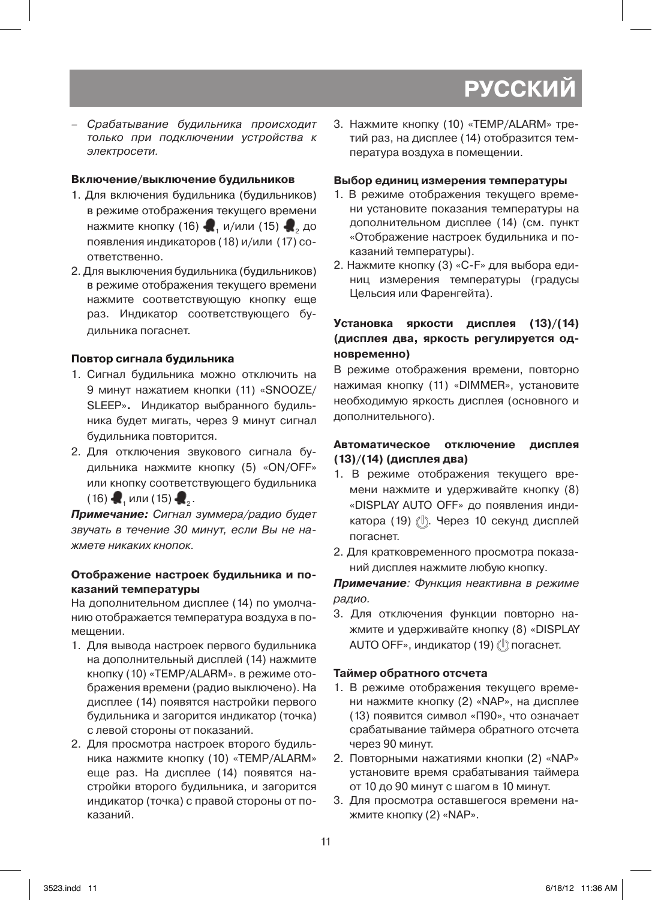– *Срабатывание будильника происходит только при подключении устройства к электросети.*

**Включение/выключение будильников**

1. Для включения будильника (будильников) в режиме отображения текущего времени нажмите кнопку (16) 🔔₁ и/или (15) 🔔₂ до появления индикаторов (18) и/или (17) соответственно.
2. Для выключения будильника (будильников) в режиме отображения текущего времени нажмите соответствующую кнопку еще раз. Индикатор соответствующего будильника погаснет.

**Повтор сигнала будильника**

1. Сигнал будильника можно отключить на 9 минут нажатием кнопки (11) «SNOOZE/SLEEP». Индикатор выбранного будильника будет мигать, через 9 минут сигнал будильника повторится.
2. Для отключения звукового сигнала будильника нажмите кнопку (5) «ON/OFF» или кнопку соответствующего будильника (16) 🔔₁ или (15) 🔔₂.

***Примечание:*** *Сигнал зуммера/радио будет звучать в течение 30 минут, если Вы не нажмете никаких кнопок.*

**Отображение настроек будильника и показаний температуры**

На дополнительном дисплее (14) по умолчанию отображается температура воздуха в помещении.

1. Для вывода настроек первого будильника на дополнительный дисплей (14) нажмите кнопку (10) «TEMP/ALARM». в режиме отображения времени (радио выключено). На дисплее (14) появятся настройки первого будильника и загорится индикатор (точка) с левой стороны от показаний.
2. Для просмотра настроек второго будильника нажмите кнопку (10) «TEMP/ALARM» еще раз. На дисплее (14) появятся настройки второго будильника, и загорится индикатор (точка) с правой стороны от показаний.
3. Нажмите кнопку (10) «TEMP/ALARM» третий раз, на дисплее (14) отобразится температура воздуха в помещении.

**Выбор единиц измерения температуры**

1. В режиме отображения текущего времени установите показания температуры на дополнительном дисплее (14) (см. пункт «Отображение настроек будильника и показаний температуры).
2. Нажмите кнопку (3) «C-F» для выбора единиц измерения температуры (градусы Цельсия или Фаренгейта).

**Установка яркости дисплея (13)/(14) (дисплея два, яркость регулируется одновременно)**

В режиме отображения времени, повторно нажимая кнопку (11) «DIMMER», установите необходимую яркость дисплея (основного и дополнительного).

**Автоматическое отключение дисплея (13)/(14) (дисплея два)**

1. В режиме отображения текущего времени нажмите и удерживайте кнопку (8) «DISPLAY AUTO OFF» до появления индикатора (19) ⏻. Через 10 секунд дисплей погаснет.
2. Для кратковременного просмотра показаний дисплея нажмите любую кнопку.

***Примечание***: *Функция неактивна в режиме радио.*

3. Для отключения функции повторно нажмите и удерживайте кнопку (8) «DISPLAY AUTO OFF», индикатор (19) ⏻ погаснет.

**Таймер обратного отсчета**

1. В режиме отображения текущего времени нажмите кнопку (2) «NAP», на дисплее (13) появится символ «П90», что означает срабатывание таймера обратного отсчета через 90 минут.
2. Повторными нажатиями кнопки (2) «NAP» установите время срабатывания таймера от 10 до 90 минут с шагом в 10 минут.
3. Для просмотра оставшегося времени нажмите кнопку (2) «NAP».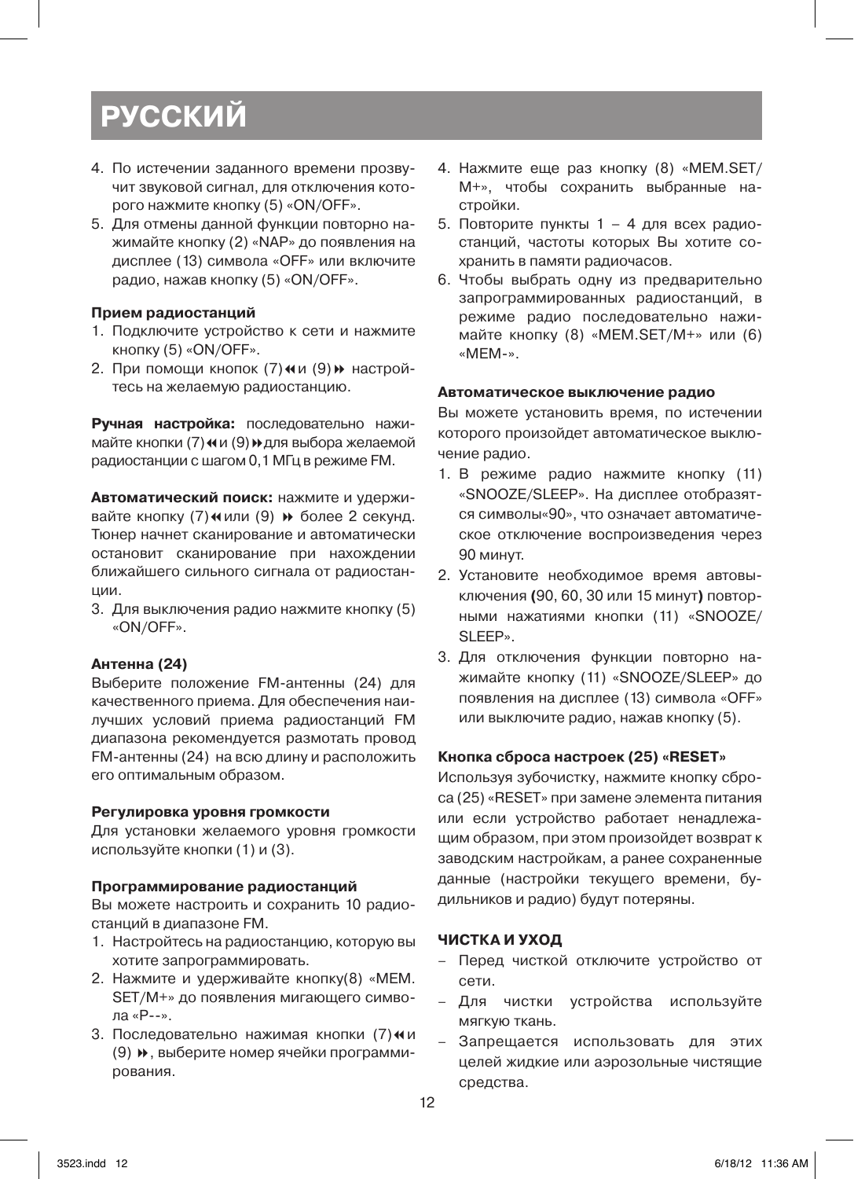# РУССКИЙ

4. По истечении заданного времени прозвучит звуковой сигнал, для отключения которого нажмите кнопку (5) «ON/OFF».
5. Для отмены данной функции повторно нажимайте кнопку (2) «NAP» до появления на дисплее (13) символа «OFF» или включите радио, нажав кнопку (5) «ON/OFF».

**Прием радиостанций**

1. Подключите устройство к сети и нажмите кнопку (5) «ON/OFF».
2. При помощи кнопок (7) ⏪ и (9) ⏩ настройтесь на желаемую радиостанцию.

**Ручная настройка:** последовательно нажимайте кнопки (7) ⏪ и (9) ⏩ для выбора желаемой радиостанции с шагом 0,1 МГц в режиме FM.

**Автоматический поиск:** нажмите и удерживайте кнопку (7) ⏪ или (9) ⏩ более 2 секунд. Тюнер начнет сканирование и автоматически остановит сканирование при нахождении ближайшего сильного сигнала от радиостанции.

3. Для выключения радио нажмите кнопку (5) «ON/OFF».

**Антенна (24)**

Выберите положение FM-антенны (24) для качественного приема. Для обеспечения наилучших условий приема радиостанций FM диапазона рекомендуется размотать провод FM-антенны (24) на всю длину и расположить его оптимальным образом.

**Регулировка уровня громкости**

Для установки желаемого уровня громкости используйте кнопки (1) и (3).

**Программирование радиостанций**

Вы можете настроить и сохранить 10 радиостанций в диапазоне FM.

1. Настройтесь на радиостанцию, которую вы хотите запрограммировать.
2. Нажмите и удерживайте кнопку(8) «MEM. SET/M+» до появления мигающего символа «P--».
3. Последовательно нажимая кнопки (7) ⏪ и (9) ⏩, выберите номер ячейки программирования.
4. Нажмите еще раз кнопку (8) «MEM.SET/M+», чтобы сохранить выбранные настройки.
5. Повторите пункты 1 – 4 для всех радиостанций, частоты которых Вы хотите сохранить в памяти радиочасов.
6. Чтобы выбрать одну из предварительно запрограммированных радиостанций, в режиме радио последовательно нажимайте кнопку (8) «MEM.SET/M+» или (6) «MEM-».

**Автоматическое выключение радио**

Вы можете установить время, по истечении которого произойдет автоматическое выключение радио.

1. В режиме радио нажмите кнопку (11) «SNOOZE/SLEEP». На дисплее отобразятся символы«90», что означает автоматическое отключение воспроизведения через 90 минут.
2. Установите необходимое время автовыключения **(**90, 60, 30 или 15 минут**)** повторными нажатиями кнопки (11) «SNOOZE/SLEEP».
3. Для отключения функции повторно нажимайте кнопку (11) «SNOOZE/SLEEP» до появления на дисплее (13) символа «OFF» или выключите радио, нажав кнопку (5).

**Кнопка сброса настроек (25) «RESET»**

Используя зубочистку, нажмите кнопку сброса (25) «RESET» при замене элемента питания или если устройство работает ненадлежащим образом, при этом произойдет возврат к заводским настройкам, а ранее сохраненные данные (настройки текущего времени, будильников и радио) будут потеряны.

**ЧИСТКА И УХОД**

– Перед чисткой отключите устройство от сети.
– Для чистки устройства используйте мягкую ткань.
– Запрещается использовать для этих целей жидкие или аэрозольные чистящие средства.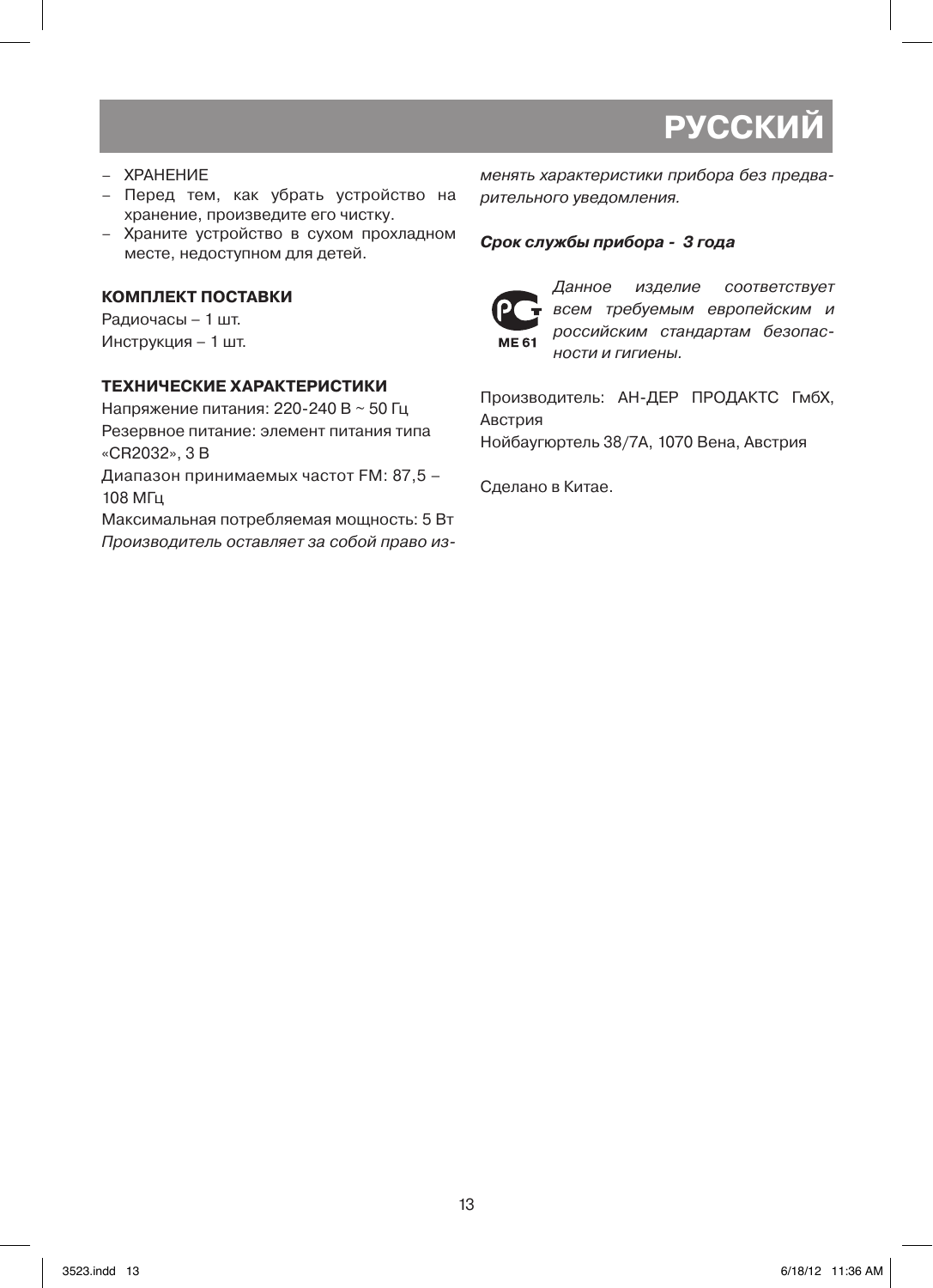– ХРАНЕНИЕ
– Перед тем, как убрать устройство на хранение, произведите его чистку.
– Храните устройство в сухом прохладном месте, недоступном для детей.

**КОМПЛЕКТ ПОСТАВКИ**

Радиочасы – 1 шт.
Инструкция – 1 шт.

**ТЕХНИЧЕСКИЕ ХАРАКТЕРИСТИКИ**

Напряжение питания: 220-240 В ~ 50 Гц
Резервное питание: элемент питания типа «CR2032», 3 В
Диапазон принимаемых частот FM: 87,5 – 108 МГц
Максимальная потребляемая мощность: 5 Вт
*Производитель оставляет за собой право изменять характеристики прибора без предварительного уведомления.*

***Срок службы прибора - 3 года***

ME 61

*Данное изделие соответствует всем требуемым европейским и российским стандартам безопасности и гигиены.*

Производитель: АН-ДЕР ПРОДАКТС ГмбХ, Австрия
Нойбаугюртель 38/7А, 1070 Вена, Австрия

Сделано в Китае.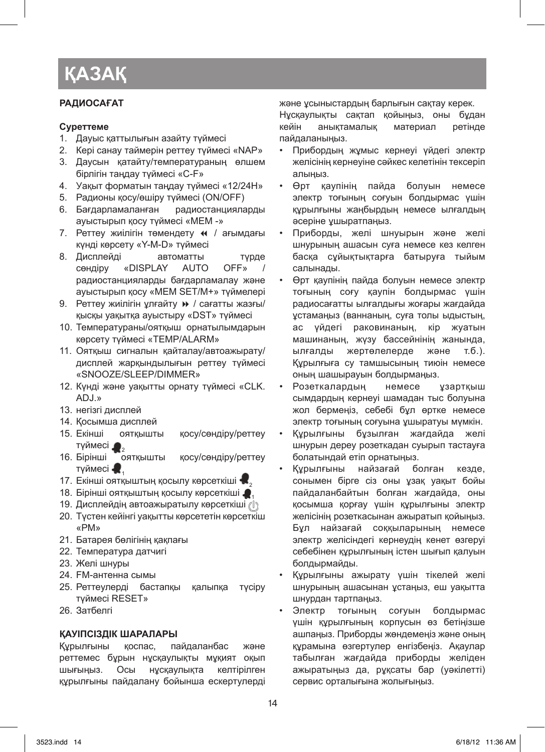# ҚАЗАҚ

**РАДИОСАҒАТ**

**Суреттеме**

1. Дауыс қаттылығын азайту түймесі
2. Кері санау таймерін реттеу түймесі «NAP»
3. Даусын қатайту/температураның өлшем бірлігін таңдау түймесі «C-F»
4. Уақыт форматын таңдау түймесі «12/24H»
5. Радионы қосу/өшіру түймесі (ON/OFF)
6. Бағдарламаланған радиостанцияларды ауыстырып қосу түймесі «MEM -»
7. Реттеу жиілігін төмендету ◂◂ / ағымдағы күнді көрсету «Y-M-D» түймесі
8. Дисплейді автоматты түрде сөндіру «DISPLAY AUTO OFF» / радиостанцияларды бағдарламалау және ауыстырып қосу «MEM SET/M+» түймелері
9. Реттеу жиілігін ұлғайту ▸▸ / сағатты жазғы/қысқы уақытқа ауыстыру «DST» түймесі
10. Температураны/оятқыш орнатылымдарын көрсету түймесі «TEMP/ALARM»
11. Оятқыш сигналын қайталау/автоажырату/дисплей жарқындылығын реттеу түймесі «SNOOZE/SLEEP/DIMMER»
12. Күнді және уақытты орнату түймесі «CLK. ADJ.»
13. негізгі дисплей
14. Қосымша дисплей
15. Екінші оятқышты қосу/сөндіру/реттеу түймесі 2
16. Бірінші оятқышты қосу/сөндіру/реттеу түймесі 1
17. Екінші оятқыштың қосылу көрсеткіші 2
18. Бірінші оятқыштың қосылу көрсеткіші 1
19. Дисплейдің автоажыратылу көрсеткіші
20. Түстен кейінгі уақытты көрсететін көрсеткіш «PM»
21. Батарея бөлігінің қақпағы
22. Температура датчигі
23. Желі шнуры
24. FM-антенна сымы
25. Реттеулерді бастапқы қалыпқа түсіру түймесі RESET»
26. Затбелгі

**ҚАУІПСІЗДІК ШАРАЛАРЫ**

Құрылғыны қоспас, пайдаланбас және реттемес бұрын нұсқаулықты мұқият оқып шығыңыз. Осы нұсқаулықта келтірілген құрылғыны пайдалану бойынша ескертулерді және ұсыныстардың барлығын сақтау керек.

Нұсқаулықты сақтап қойыңыз, оны бұдан кейін анықтамалық материал ретінде пайдаланыңыз.

- Прибордың жұмыс кернеуі үйдегі электр желісінің кернеуіне сәйкес келетінін тексеріп алыңыз.
- Өрт қаупінің пайда болуын немесе электр тоғының соғуын болдырмас үшін құрылғыны жаңбырдың немесе ылғалдың әсеріне ұшыратпаңыз.
- Приборды, желі шнуырын және желі шнурының ашасын суға немесе кез келген басқа сұйықтықтарға батыруға тыйым салынады.
- Өрт қаупінің пайда болуын немесе электр тоғының соғу қаупін болдырмас үшін радиосағатты ылғалдығы жоғары жағдайда ұстамаңыз (ваннаның, суға толы ыдыстың, ас үйдегі раковинаның, кір жуатын машинаның, жүзу бассейнінің жанында, ылғалды жертөлелерде және т.б.). Құрылғыға су тамшысының тиюін немесе оның шашырауын болдырмаңыз.
- Розеткалардың немесе ұзартқыш сымдардың кернеуі шамадан тыс болуына жол бермеңіз, себебі бұл өртке немесе электр тоғының соғуына ұшыратуы мүмкін.
- Құрылғыны бұзылған жағдайда желі шнурын дереу розеткадан суырып тастауға болатындай етіп орнатыңыз.
- Құрылғыны найзағай болған кезде, сонымен бірге сіз оны ұзақ уақыт бойы пайдаланбайтын болған жағдайда, оны қосымша қорғау үшін құрылғыны электр желісінің розеткасынан ажыратып қойыңыз. Бұл найзағай соққыларының немесе электр желісіндегі кернеудің кенет өзгеруі себебінен құрылғының істен шығып қалуын болдырмайды.
- Құрылғыны ажырату үшін тікелей желі шнурының ашасынан ұстаңыз, еш уақытта шнурдан тартпаңыз.
- Электр тоғының соғуын болдырмас үшін құрылғының корпусын өз бетіңізше ашпаңыз. Приборды жөндемеңіз және оның құрамына өзгертулер енгізбеңіз. Ақаулар табылған жағдайда приборды желіден ажыратыңыз да, рұқсаты бар (уәкілетті) сервис орталығына жолығыңыз.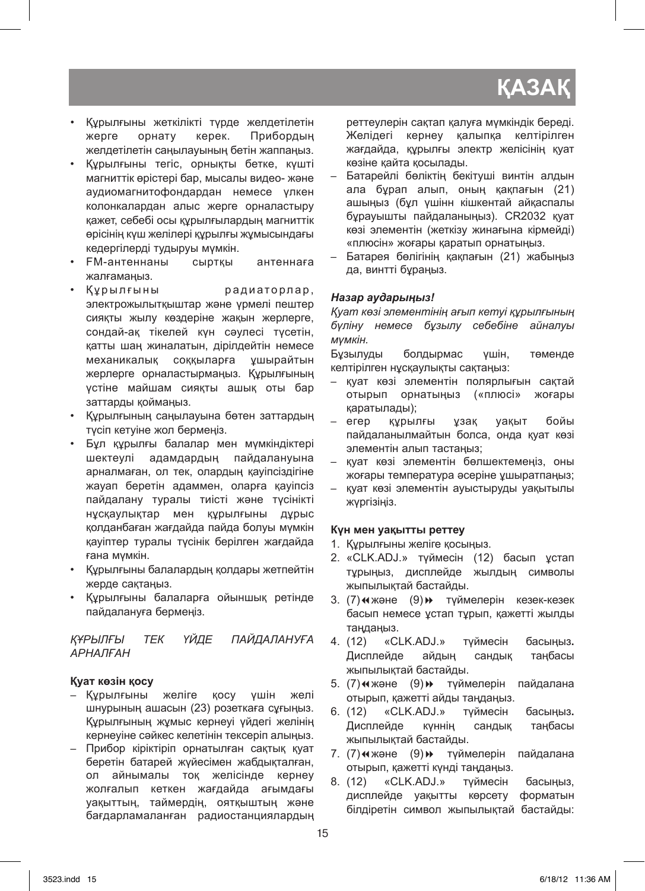- Құрылғыны жеткілікті түрде желдетілетін жерге орнату керек. Прибордың желдетілетін саңылауының бетін жаппаңыз.
- Құрылғыны тегіс, орнықты бетке, күшті магниттік өрістері бар, мысалы видео- және аудиомагнитофондардан немесе үлкен колонкалардан алыс жерге орналастыру қажет, себебі осы құрылғылардың магниттік өрісінің күш желілері құрылғы жұмысындағы кедергілерді тудыруы мүмкін.
- FM-антеннаны сыртқы антеннаға жалғамаңыз.
- Құрылғыны радиаторлар, электрожылытқыштар және үрмелі пештер сияқты жылу көздеріне жақын жерлерге, сондай-ақ тікелей күн сәулесі түсетін, қатты шаң жиналатын, дірілдейтін немесе механикалық соққыларға ұшырайтын жерлерге орналастырмаңыз. Құрылғының үстіне майшам сияқты ашық оты бар заттарды қоймаңыз.
- Құрылғының саңылауына бөтен заттардың түсіп кетуіне жол бермеңіз.
- Бұл құрылғы балалар мен мүмкіндіктері шектеулі адамдардың пайдалануына арналмаған, ол тек, олардың қауіпсіздігіне жауап беретін адаммен, оларға қауіпсіз пайдалану туралы тиісті және түсінікті нұсқаулықтар мен құрылғыны дұрыс қолданбаған жағдайда пайда болуы мүмкін қауіптер туралы түсінік берілген жағдайда ғана мүмкін.
- Құрылғыны балалардың қолдары жетпейтін жерде сақтаңыз.
- Құрылғыны балаларға ойыншық ретінде пайдалануға бермеңіз.

*ҚҰРЫЛҒЫ ТЕК ҮЙДЕ ПАЙДАЛАНУҒА АРНАЛҒАН*

**Қуат көзін қосу**

– Құрылғыны желіге қосу үшін желі шнурының ашасын (23) розеткаға сұғыңыз. Құрылғының жұмыс кернеуі үйдегі желінің кернеуіне сәйкес келетінін тексеріп алыңыз.
– Прибор кіріктіріп орнатылған сақтық қуат беретін батарей жүйесімен жабдықталған, ол айнымалы тоқ желісінде кернеу жолғалып кеткен жағдайда ағымдағы уақыттың, таймердің, оятқыштың және бағдарламаланған радиостанциялардың реттеулерін сақтап қалуға мүмкіндік береді. Желідегі кернеу қалыпқа келтірілген жағдайда, құрылғы электр желісінің қуат көзіне қайта қосылады.
– Батарейлі бөліктің бекітуші винтін алдын ала бұрап алып, оның қақпағын (21) ашыңыз (бұл үшінн кішкентай айқаспалы бұрауышты пайдаланыңыз). CR2032 қуат көзі элементін (жеткізу жинағына кірмейді) «плюсін» жоғары қаратып орнатыңыз.
– Батарея бөлігінің қақпағын (21) жабыңыз да, винтті бұраңыз.

***Назар аударыңыз!***

*Қуат көзі элементінің ағып кетуі құрылғының бүліну немесе бұзылу себебіне айналуы мүмкін.*

Бұзылуды болдырмас үшін, төменде келтірілген нұсқаулықты сақтаңыз:

– қуат көзі элементін полярлығын сақтай отырып орнатыңыз («плюсі» жоғары қаратылады);
– егер құрылғы ұзақ уақыт бойы пайдаланылмайтын болса, онда қуат көзі элементін алып тастаңыз;
– қуат көзі элементін бөлшектемеңіз, оны жоғары температура әсеріне ұшыратпаңыз;
– қуат көзі элементін ауыстыруды уақытылы жүргізіңіз.

**Күн мен уақытты реттеу**

1. Құрылғыны желіге қосыңыз.
2. «CLK.ADJ.» түймесін (12) басып ұстап тұрыңыз, дисплейде жылдың символы жыпылықтай бастайды.
3. (7)◀◀ және (9)▶▶ түймелерін кезек-кезек басып немесе ұстап тұрып, қажетті жылды таңдаңыз.
4. (12) «CLK.ADJ.» түймесін басыңыз**.** Дисплейде айдың сандық таңбасы жыпылықтай бастайды.
5. (7)◀◀ және (9)▶▶ түймелерін пайдалана отырып, қажетті айды таңдаңыз.
6. (12) «CLK.ADJ.» түймесін басыңыз**.** Дисплейде күннің сандық таңбасы жыпылықтай бастайды.
7. (7)◀◀ және (9)▶▶ түймелерін пайдалана отырып, қажетті күнді таңдаңыз.
8. (12) «CLK.ADJ.» түймесін басыңыз, дисплейде уақытты көрсету форматын білдіретін символ жыпылықтай бастайды: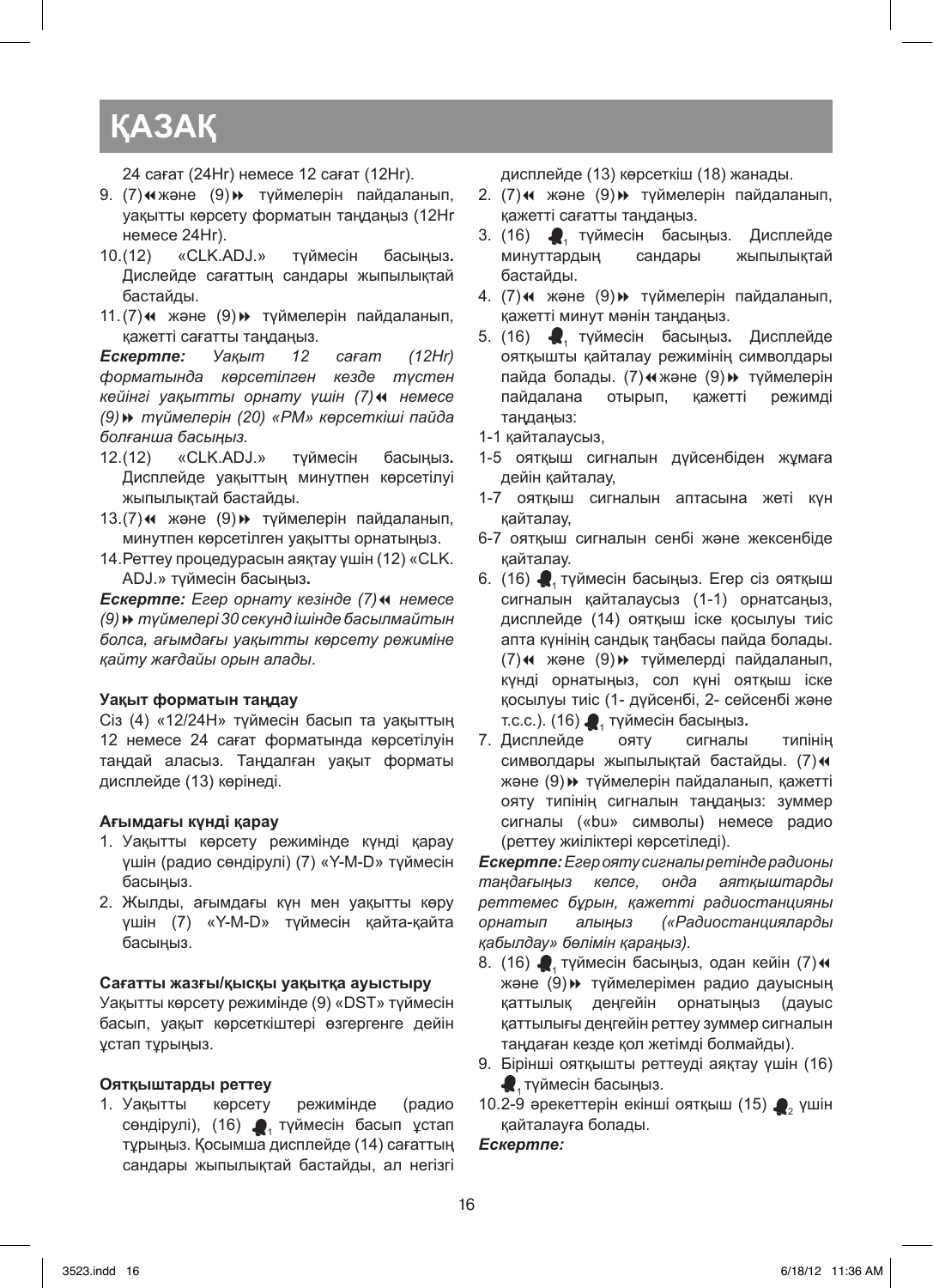# ҚАЗАҚ

24 сағат (24Hr) немесе 12 сағат (12Hr).

9. (7)◀◀ және (9)▶▶ түймелерін пайдаланып, уақытты көрсету форматын таңдаңыз (12Hr немесе 24Hr).
10. (12) «CLK.ADJ.» түймесін басыңыз. Дислейде сағаттың сандары жыпылықтай бастайды.
11. (7)◀◀ және (9)▶▶ түймелерін пайдаланып, қажетті сағатты таңдаңыз.

***Ескертпе:*** *Уақыт 12 сағат (12Hr) форматында көрсетілген кезде түстен кейінгі уақытты орнату үшін (7)◀◀ немесе (9)▶▶ түймелерін (20) «PM» көрсеткіші пайда болғанша басыңыз.*

12. (12) «CLK.ADJ.» түймесін басыңыз. Дисплейде уақыттың минутпен көрсетілуі жыпылықтай бастайды.
13. (7)◀◀ және (9)▶▶ түймелерін пайдаланып, минутпен көрсетілген уақытты орнатыңыз.
14. Реттеу процедурасын аяқтау үшін (12) «CLK. ADJ.» түймесін басыңыз.

***Ескертпе:*** *Егер орнату кезінде (7)◀◀ немесе (9)▶▶ түймелері 30 секунд ішінде басылмайтын болса, ағымдағы уақытты көрсету режиміне қайту жағдайы орын алады.*

### Уақыт форматын таңдау

Сіз (4) «12/24H» түймесін басып та уақыттың 12 немесе 24 сағат форматында көрсетілуін таңдай аласыз. Таңдалған уақыт форматы дисплейде (13) көрінеді.

### Ағымдағы күнді қарау

1. Уақытты көрсету режимінде күнді қарау үшін (радио сөндірулі) (7) «Y-M-D» түймесін басыңыз.
2. Жылды, ағымдағы күн мен уақытты көру үшін (7) «Y-M-D» түймесін қайта-қайта басыңыз.

### Сағатты жазғы/қысқы уақытқа ауыстыру

Уақытты көрсету режимінде (9) «DST» түймесін басып, уақыт көрсеткіштері өзгергенге дейін ұстап тұрыңыз.

### Оятқыштарды реттеу

1. Уақытты көрсету режимінде (радио сөндірулі), (16) 🔔₁ түймесін басып ұстап тұрыңыз. Қосымша дисплейде (14) сағаттың сандары жыпылықтай бастайды, ал негізгі дисплейде (13) көрсеткіш (18) жанады.
2. (7)◀◀ және (9)▶▶ түймелерін пайдаланып, қажетті сағатты таңдаңыз.
3. (16) 🔔₁ түймесін басыңыз. Дисплейде минуттардың сандары жыпылықтай бастайды.
4. (7)◀◀ және (9)▶▶ түймелерін пайдаланып, қажетті минут мәнін таңдаңыз.
5. (16) 🔔₁ түймесін басыңыз. Дисплейде оятқышты қайталау режимінің символдары пайда болады. (7)◀◀ және (9)▶▶ түймелерін пайдалана отырып, қажетті режимді таңдаңыз:

1-1 қайталаусыз,

1-5 оятқыш сигналын дүйсенбіден жұмаға дейін қайталау,

1-7 оятқыш сигналын аптасына жеті күн қайталау,

6-7 оятқыш сигналын сенбі және жексенбіде қайталау.

6. (16) 🔔₁ түймесін басыңыз. Егер сіз оятқыш сигналын қайталаусыз (1-1) орнатсаңыз, дисплейде (14) оятқыш іске қосылуы тиіс апта күнінің сандық таңбасы пайда болады. (7)◀◀ және (9)▶▶ түймелерді пайдаланып, күнді орнатыңыз, сол күні оятқыш іске қосылуы тиіс (1- дүйсенбі, 2- сейсенбі және т.с.с.). (16) 🔔₁ түймесін басыңыз.
7. Дисплейде ояту сигналы типінің символдары жыпылықтай бастайды. (7)◀◀ және (9)▶▶ түймелерін пайдаланып, қажетті ояту типінің сигналын таңдаңыз: зуммер сигналы («bu» символы) немесе радио (реттеу жиіліктері көрсетіледі).

***Ескертпе:*** *Егер ояту сигналы ретінде радионы таңдағыңыз келсе, онда аятқыштарды реттемес бұрын, қажетті радиостанцияны орнатып алыңыз («Радиостанцияларды қабылдау» бөлімін қараңыз).*

8. (16) 🔔₁ түймесін басыңыз, одан кейін (7)◀◀ және (9)▶▶ түймелерімен радио дауысның қаттылық деңгейін орнатыңыз (дауыс қаттылығы деңгейін реттеу зуммер сигналын таңдаған кезде қол жетімді болмайды).
9. Бірінші оятқышты реттеуді аяқтау үшін (16) 🔔₁ түймесін басыңыз.
10. 2-9 әрекеттерін екінші оятқыш (15) 🔔₂ үшін қайталауға болады.

***Ескертпе:***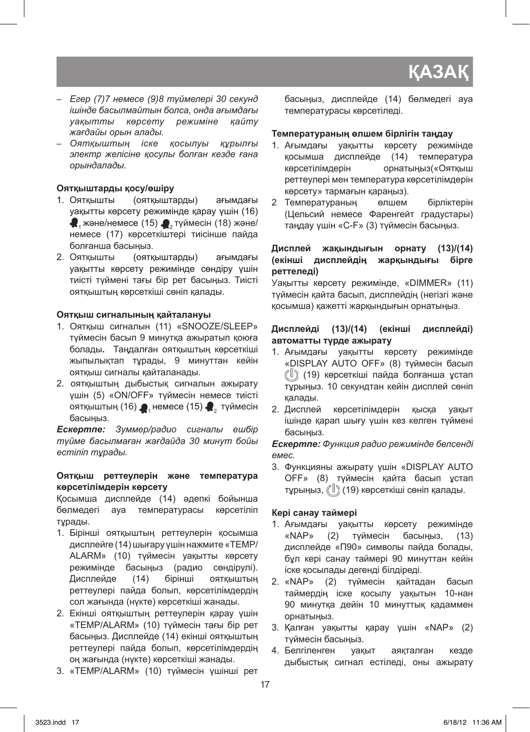# ҚАЗАҚ

- *Егер (7)7 немесе (9)8 түймелері 30 секунд ішінде басылмайтын болса, онда ағымдағы уақытты көрсету режиміне қайту жағдайы орын алады.*
- *Оятқыштың іске қосылуы құрылғы электр желісіне қосулы болған кезде ғана орындалады.*

**Оятқыштарды қосу/өшіру**

1. Оятқышты (оятқыштарды) ағымдағы уақытты көрсету режимінде қарау үшін (16) 1 және/немесе (15) 2 түймесін (18) және/немесе (17) көрсеткіштері тиісінше пайда болғанша басыңыз.
2. Оятқышты (оятқыштарды) ағымдағы уақытты көрсету режимінде сөндіру үшін тиісті түймені тағы бір рет басыңыз. Тиісті оятқыштың көрсеткіші сөніп қалады.

**Оятқыш сигналының қайталануы**

1. Оятқыш сигналын (11) «SNOOZE/SLEEP» түймесін басып 9 минутқа ажыратып қоюға болады**.** Таңдалған оятқыштың көрсеткіші жыпылықтап тұрады, 9 минуттан кейін оятқыш сигналы қайталанады.
2. оятқыштың дыбыстық сигналын ажырату үшін (5) «ON/OFF» түймесін немесе тиісті оятқыштың (16) 1 немесе (15) 2 түймесін басыңыз.

***Ескертпе:*** *Зуммер/радио сигналы ешбір түйме басылмаған жағдайда 30 минут бойы естіліп тұрады.*

**Оятқыш реттеулерін және температура көрсетілімдерін көрсету**

Қосымша дисплейде (14) әдепкі бойынша бөлмедегі ауа температурасы көрсетіліп тұрады.

1. Бірінші оятқыштың реттеулерін қосымша дисплейге (14) шығару үшін нажмите «TEMP/ALARM» (10) түймесін уақытты көрсету режимінде басыңыз (радио сөндірулі). Дисплейде (14) бірінші оятқыштың реттеулері пайда болып, көрсетілімдердің сол жағында (нүкте) көрсеткіші жанады.
2. Екінші оятқыштың реттеулерін қарау үшін «TEMP/ALARM» (10) түймесін тағы бір рет басыңыз. Дисплейде (14) екінші оятқыштың реттеулері пайда болып, көрсетілімдердің оң жағында (нүкте) көрсеткіші жанады.
3. «TEMP/ALARM» (10) түймесін үшінші рет басыңыз, дисплейде (14) бөлмедегі ауа температурасы көрсетіледі.

**Температураның өлшем бірлігін таңдау**

1. Ағымдағы уақытты көрсету режимінде қосымша дисплейде (14) температура көрсетілімдерін орнатыңыз(«Оятқыш реттеулері мен температура көрсетілімдерін көрсету» тармағын қараңыз).
2. Температураның өлшем бірліктерін (Цельсий немесе Фаренгейт градустары) таңдау үшін «C-F» (3) түймесін басыңыз.

**Дисплей жақындығын орнату (13)/(14) (екінші дисплейдің жарқындығы бірге реттеледі)**

Уақытты көрсету режимінде, «DIMMER» (11) түймесін қайта басып, дисплейдің (негізгі және қосымша) қажетті жарқындығын орнатыңыз.

**Дисплейді (13)/(14) (екінші дисплейді) автоматты түрде ажырату**

1. Ағымдағы уақытты көрсету режимінде «DISPLAY AUTO OFF» (8) түймесін басып (19) көрсеткіші пайда болғанша ұстап тұрыңыз. 10 секундтан кейін дисплей сөніп қалады.
2. Дисплей көрсетілімдерін қысқа уақыт ішінде қарап шығу үшін кез келген түймені басыңыз.

***Ескертпе:*** *Функция радио режимінде белсенді емес.*

3. Функцияны ажырату үшін «DISPLAY AUTO OFF» (8) түймесін қайта басып ұстап тұрыңыз, (19) көрсеткіші сөніп қалады.

**Кері санау таймері**

1. Ағымдағы уақытты көрсету режимінде «NAP» (2) түймесін басыңыз, (13) дисплейде «П90» символы пайда болады, бұл кері санау таймері 90 минуттан кейін іске қосылады дегенді білдіреді.
2. «NAP» (2) түймесін қайтадан басып таймердің іске қосылу уақытын 10-нан 90 минутқа дейін 10 минуттық қадаммен орнатыңыз.
3. Қалған уақытты қарау үшін «NAP» (2) түймесін басыңыз.
4. Белгіленген уақыт аяқталған кезде дыбыстық сигнал естіледі, оны ажырату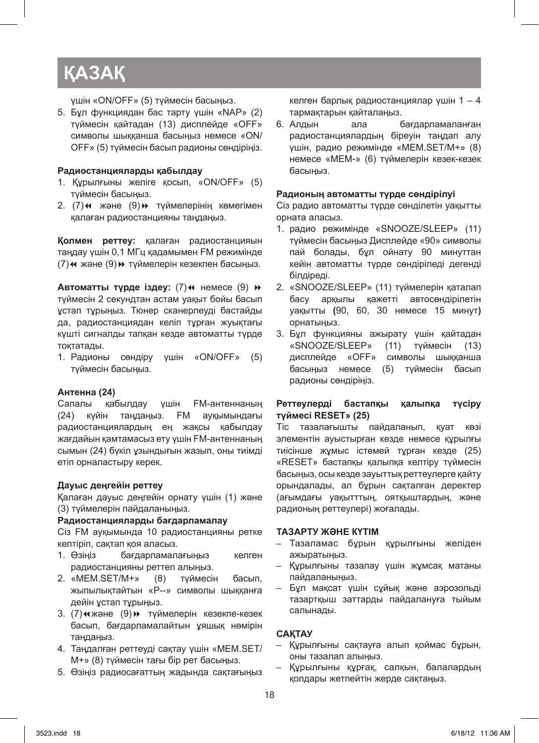# ҚАЗАҚ

үшін «ON/OFF» (5) түймесін басыңыз.

5. Бұл функциядан бас тарту үшін «NAP» (2) түймесін қайтадан (13) дисплейде «OFF» символы шыққанша басыңыз немесе «ON/OFF» (5) түймесін басып радионы сөндіріңіз.

**Радиостанцияларды қабылдау**

1. Құрылғыны желіге қосып, «ON/OFF» (5) түймесін басыңыз.
2. (7)⏪ және (9)⏩ түймелерінің көмегімен қалаған радиостанцияны таңдаңыз.

**Қолмен реттеу:** қалаған радиостанцияын таңдау үшін 0,1 МГц қадамымен FM режимінде (7)⏪ және (9)⏩ түймелерін кезекпен басыңыз.

**Автоматты түрде іздеу:** (7)⏪ немесе (9) ⏩ түймесін 2 секундтан астам уақыт бойы басып ұстап тұрыңыз. Тюнер сканерлеуді бастайды да, радиостанциядан келіп тұрған жуықтағы күшті сигналды тапқан кезде автоматты түрде тоқтатады.

1. Радионы сөндіру үшін «ON/OFF» (5) түймесін басыңыз.

**Антенна (24)**

Сапалы қабылдау үшін FM-антеннаның (24) күйін таңдаңыз. FM ауқымындағы радиостанциялардың ең жақсы қабылдау жағдайын қамтамасыз ету үшін FM-антеннаның сымын (24) бүкіл ұзындығын жазып, оны тиімді етіп орналастыру керек.

**Дауыс деңгейін реттеу**

Қалаған дауыс деңгейін орнату үшін (1) және (3) түймелерін пайдаланыңыз.

**Радиостанцияларды бағдарламалау**

Сіз FM ауқымында 10 радиостанцияны ретке келтіріп, сақтап қоя аласыз.

1. Өзіңіз бағдарламалағыңыз келген радиостанцияны реттеп алыңыз.
2. «MEM.SET/M+» (8) түймесін басып, жыпылықтайтын «P--» символы шыққанға дейін ұстап тұрыңыз.
3. (7)⏪және (9)⏩ түймелерін кезекпе-кезек басып, бағдарламалайтын ұяшық нөмірін таңдаңыз.
4. Таңдалған реттеуді сақтау үшін «MEM.SET/M+» (8) түймесін тағы бір рет басыңыз.
5. Өзіңіз радиосағаттың жадында сақтағыңыз келген барлық радиостанциялар үшін 1 – 4 тармақтарын қайталаңыз.
6. Алдын ала бағдарламаланған радиостанциялардың біреуін таңдап алу үшін, радио режимінде «MEM.SET/M+» (8) немесе «MEM-» (6) түймелерін кезек-кезек басыңыз.

**Радионың автоматты түрде сөндірілуі**

Сіз радио автоматты түрде сөнділетін уақытты орната аласыз.

1. радио режимінде «SNOOZE/SLEEP» (11) түймесін басыңыз Дисплейде «90» символы пай болады, бұл ойнату 90 минуттан кейін автоматты түрде сөндіріледі дегенді білдіреді.
2. «SNOOZE/SLEEP» (11) түймелерін қаталап басу арқылы қажетті автосөндірілетін уақытты **(**90, 60, 30 немесе 15 минут**)** орнатыңыз.
3. Бұл функцияны ажырату үшін қайтадан «SNOOZE/SLEEP» (11) түймесін (13) дисплейде «OFF» символы шыққанша басыңыз немесе (5) түймесін басып радионы сөндіріңіз.

**Реттеулерді бастапқы қалыпқа түсіру түймесі RESET» (25)**

Тіс тазалағышты пайдаланып, қуат көзі элементін ауыстырған кезде немесе құрылғы тиісінше жұмыс істемей тұрған кезде (25) «RESET» бастапқы қалыпқа келтіру түймесін басыңыз, осы кезде зауыттық реттеулерге қайту орындалады, ал бұрын сақталған деректер (ағымдағы уақытттың, оятқыштардың, және радионың реттеулері) жоғалады.

**ТАЗАРТУ ЖӘНЕ КҮТІМ**

– Тазаламас бұрын құрылғыны желіден ажыратыңыз.
– Құрылғыны тазалау үшін жұмсақ матаны пайдаланыңыз.
– Бұл мақсат үшін сұйық және аэрозольді тазартқыш заттарды пайдалануға тыйым салынады.

**САҚТАУ**

– Құрылғыны сақтауға алып қоймас бұрын, оны тазалап алыңыз.
– Құрылғыны құрғақ, салқын, балалардың қолдары жетпейтін жерде сақтаңыз.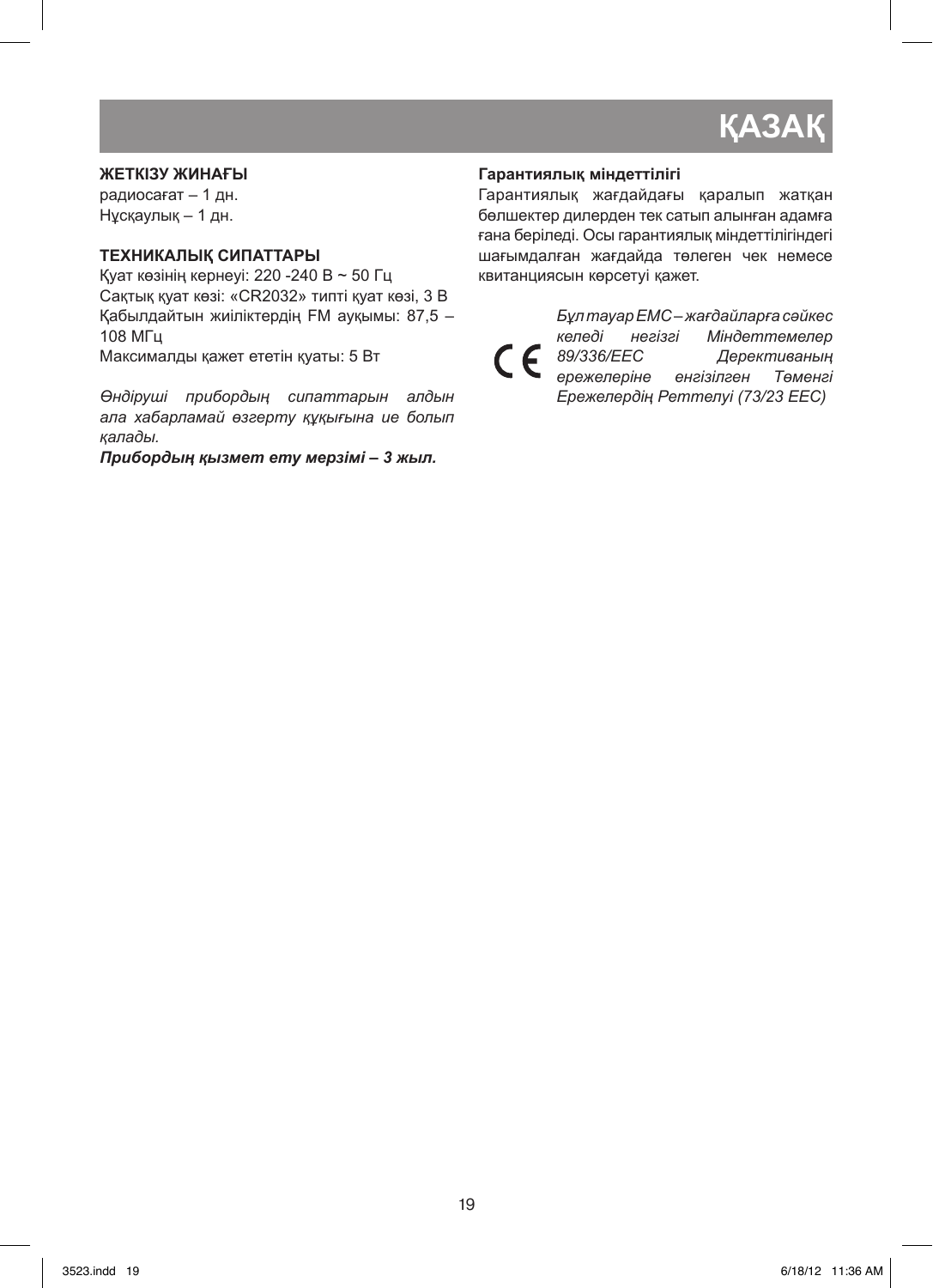# ҚАЗАҚ

### ЖЕТКІЗУ ЖИНАҒЫ

радиосағат – 1 дн.
Нұсқаулық – 1 дн.

### ТЕХНИКАЛЫҚ СИПАТТАРЫ

Қуат көзінің кернеуі: 220 -240 В ~ 50 Гц
Сақтық қуат көзі: «CR2032» типті қуат көзі, 3 В
Қабылдайтын жиіліктердің FM ауқымы: 87,5 – 108 МГц
Максималды қажет ететін қуаты: 5 Вт

*Өндіруші прибордың сипаттарын алдын ала хабарламай өзгерту құқығына ие болып қалады.*

***Прибордың қызмет ету мерзімі – 3 жыл.***

### Гарантиялық міндеттілігі

Гарантиялық жағдайдағы қаралып жатқан бөлшектер дилерден тек сатып алынған адамға ғана беріледі. Осы гарантиялық міндеттілігіндегі шағымдалған жағдайда төлеген чек немесе квитанциясын көрсетуі қажет.

CE *Бұл тауар EMC – жағдайларға сәйкес келеді негізгі Міндеттемелер 89/336/EEC Дерективаның ережелеріне енгізілген Төменгі Ережелердің Реттелуі (73/23 EEC)*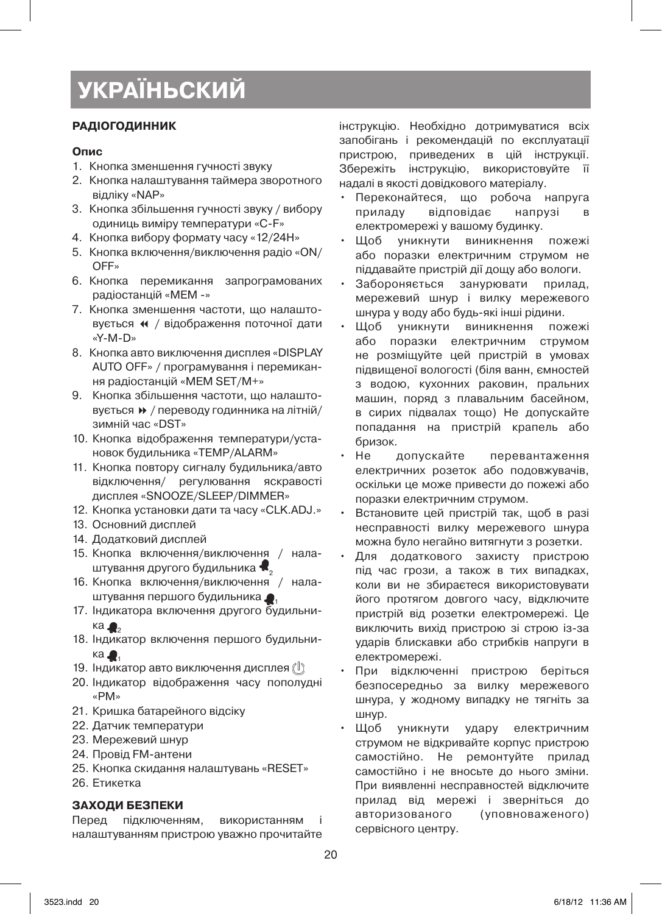# УКРАЇНЬСКИЙ

## РАДІОГОДИННИК

### Опис

1. Кнопка зменшення гучності звуку
2. Кнопка налаштування таймера зворотного відліку «NAP»
3. Кнопка збільшення гучності звуку / вибору одиниць виміру температури «C-F»
4. Кнопка вибору формату часу «12/24H»
5. Кнопка включення/виключення радіо «ON/OFF»
6. Кнопка перемикання запрограмованих радіостанцій «MEM -»
7. Кнопка зменшення частоти, що налаштовується ◀◀ / відображення поточної дати «Y-M-D»
8. Кнопка авто виключення дисплея «DISPLAY AUTO OFF» / програмування і перемикання радіостанцій «MEM SET/M+»
9. Кнопка збільшення частоти, що налаштовується ▶▶ / переводу годинника на літній/зимній час «DST»
10. Кнопка відображення температури/установок будильника «TEMP/ALARM»
11. Кнопка повтору сигналу будильника/авто відключення/ регулювання яскравості дисплея «SNOOZE/SLEEP/DIMMER»
12. Кнопка установки дати та часу «CLK.ADJ.»
13. Основний дисплей
14. Додатковий дисплей
15. Кнопка включення/виключення / налаштування другого будильника 🔔2
16. Кнопка включення/виключення / налаштування першого будильника 🔔1
17. Індикатора включення другого будильника 🔔2
18. Індикатор включення першого будильника 🔔1
19. Індикатор авто виключення дисплея
20. Індикатор відображення часу пополудні «PM»
21. Кришка батарейного відсіку
22. Датчик температури
23. Мережевий шнур
24. Провід FM-антени
25. Кнопка скидання налаштувань «RESET»
26. Етикетка

### ЗАХОДИ БЕЗПЕКИ

Перед підключенням, використанням і налаштуванням пристрою уважно прочитайте інструкцію. Необхідно дотримуватися всіх запобігань і рекомендацій по експлуатації пристрою, приведених в цій інструкції. Збережіть інструкцію, використовуйте її надалі в якості довідкового матеріалу.

- Переконайтеся, що робоча напруга приладу відповідає напрузі в електромережі у вашому будинку.
- Щоб уникнути виникнення пожежі або поразки електричним струмом не піддавайте пристрій дії дощу або вологи.
- Забороняється занурювати прилад, мережевий шнур і вилку мережевого шнура у воду або будь-які інші рідини.
- Щоб уникнути виникнення пожежі або поразки електричним струмом не розміщуйте цей пристрій в умовах підвищеної вологості (біля ванн, ємностей з водою, кухонних раковин, пральних машин, поряд з плавальним басейном, в сирих підвалах тощо) Не допускайте попадання на пристрій крапель або бризок.
- Не допускайте перевантаження електричних розеток або подовжувачів, оскільки це може привести до пожежі або поразки електричним струмом.
- Встановите цей пристрій так, щоб в разі несправності вилку мережевого шнура можна було негайно витягнути з розетки.
- Для додаткового захисту пристрою під час грози, а також в тих випадках, коли ви не збираєтеся використовувати його протягом довгого часу, відключите пристрій від розетки електромережі. Це виключить вихід пристрою зі строю із-за ударів блискавки або стрибків напруги в електромережі.
- При відключенні пристрою беріться безпосередньо за вилку мережевого шнура, у жодному випадку не тягніть за шнур.
- Щоб уникнути удару електричним струмом не відкривайте корпус пристрою самостійно. Не ремонтуйте прилад самостійно і не вносьте до нього зміни. При виявленні несправностей відключите прилад від мережі і зверніться до авторизованого (уповноваженого) сервісного центру.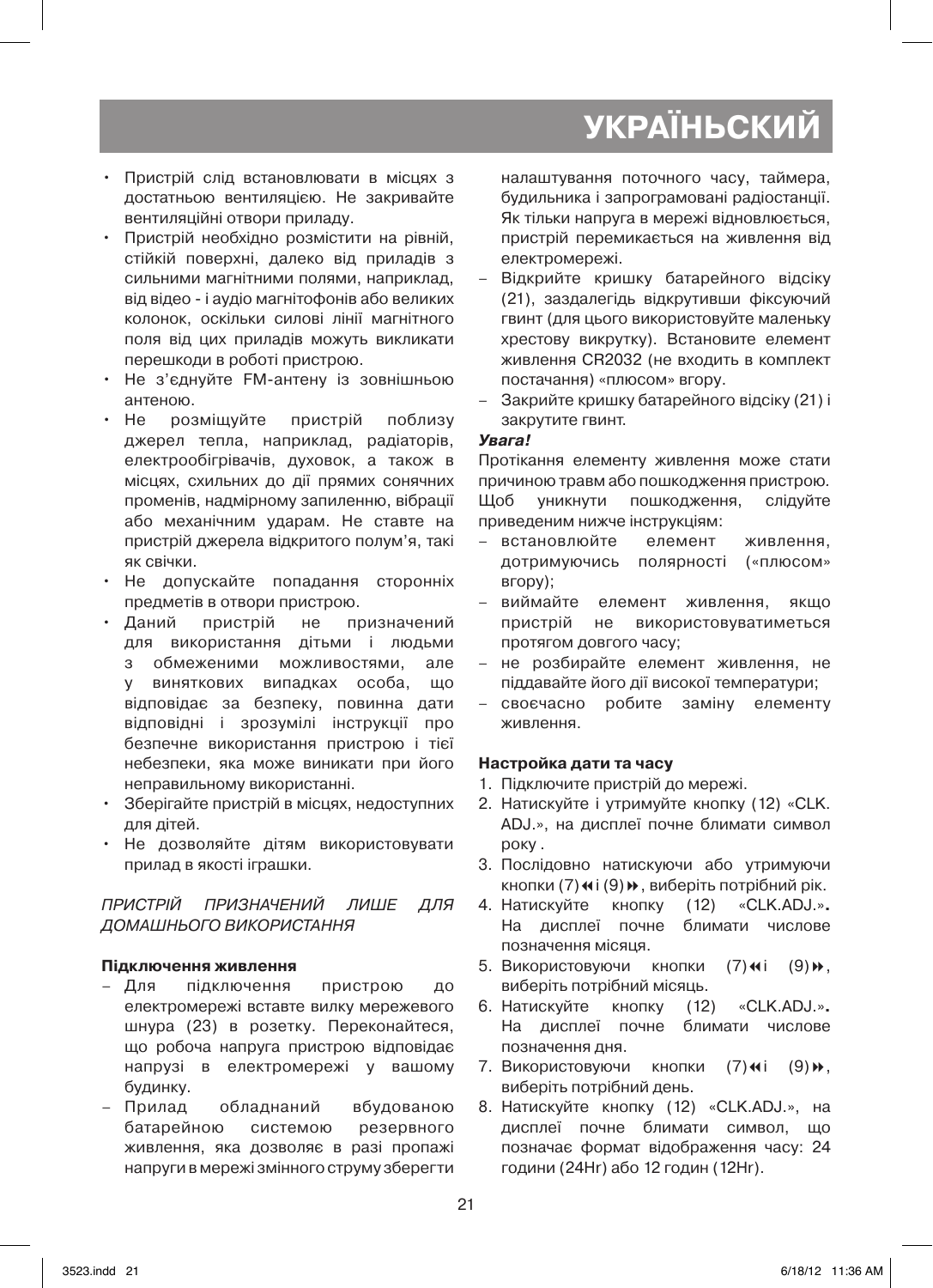- Пристрій слід встановлювати в місцях з достатньою вентиляцією. Не закривайте вентиляційні отвори приладу.
- Пристрій необхідно розмістити на рівній, стійкій поверхні, далеко від приладів з сильними магнітними полями, наприклад, від відео - і аудіо магнітофонів або великих колонок, оскільки силові лінії магнітного поля від цих приладів можуть викликати перешкоди в роботі пристрою.
- Не з'єднуйте FM-антену із зовнішньою антеною.
- Не розміщуйте пристрій поблизу джерел тепла, наприклад, радіаторів, електрообігрівачів, духовок, а також в місцях, схильних до дії прямих сонячних променів, надмірному запиленню, вібрації або механічним ударам. Не ставте на пристрій джерела відкритого полум'я, такі як свічки.
- Не допускайте попадання сторонніх предметів в отвори пристрою.
- Даний пристрій не призначений для використання дітьми і людьми з обмеженими можливостями, але у виняткових випадках особа, що відповідає за безпеку, повинна дати відповідні і зрозумілі інструкції про безпечне використання пристрою і тієї небезпеки, яка може виникати при його неправильному використанні.
- Зберігайте пристрій в місцях, недоступних для дітей.
- Не дозволяйте дітям використовувати прилад в якості іграшки.

*ПРИСТРІЙ ПРИЗНАЧЕНИЙ ЛИШЕ ДЛЯ ДОМАШНЬОГО ВИКОРИСТАННЯ*

**Підключення живлення**

- Для підключення пристрою до електромережі вставте вилку мережевого шнура (23) в розетку. Переконайтеся, що робоча напруга пристрою відповідає напрузі в електромережі у вашому будинку.
- Прилад обладнаний вбудованою батарейною системою резервного живлення, яка дозволяє в разі пропажі напруги в мережі змінного струму зберегти налаштування поточного часу, таймера, будильника і запрограмовані радіостанції. Як тільки напруга в мережі відновлюється, пристрій перемикається на живлення від електромережі.
- Відкрийте кришку батарейного відсіку (21), заздалегідь відкрутивши фіксуючий гвинт (для цього використовуйте маленьку хрестову викрутку). Встановите елемент живлення CR2032 (не входить в комплект постачання) «плюсом» вгору.
- Закрийте кришку батарейного відсіку (21) і закрутите гвинт.

***Увага!***

Протікання елементу живлення може стати причиною травм або пошкодження пристрою. Щоб уникнути пошкодження, слідуйте приведеним нижче інструкціям:

- встановлюйте елемент живлення, дотримуючись полярності («плюсом» вгору);
- виймайте елемент живлення, якщо пристрій не використовуватиметься протягом довгого часу;
- не розбирайте елемент живлення, не піддавайте його дії високої температури;
- своєчасно робите заміну елементу живлення.

**Настройка дати та часу**

1. Підключите пристрій до мережі.
2. Натискуйте і утримуйте кнопку (12) «CLK. ADJ.», на дисплеї почне блимати символ року .
3. Послідовно натискуючи або утримуючи кнопки (7)⏪ і (9)⏩, виберіть потрібний рік.
4. Натискуйте кнопку (12) «CLK.ADJ.». На дисплеї почне блимати числове позначення місяця.
5. Використовуючи кнопки (7)⏪ і (9)⏩, виберіть потрібний місяць.
6. Натискуйте кнопку (12) «CLK.ADJ.». На дисплеї почне блимати числове позначення дня.
7. Використовуючи кнопки (7)⏪ і (9)⏩, виберіть потрібний день.
8. Натискуйте кнопку (12) «CLK.ADJ.», на дисплеї почне блимати символ, що позначає формат відображення часу: 24 години (24Hr) або 12 годин (12Hr).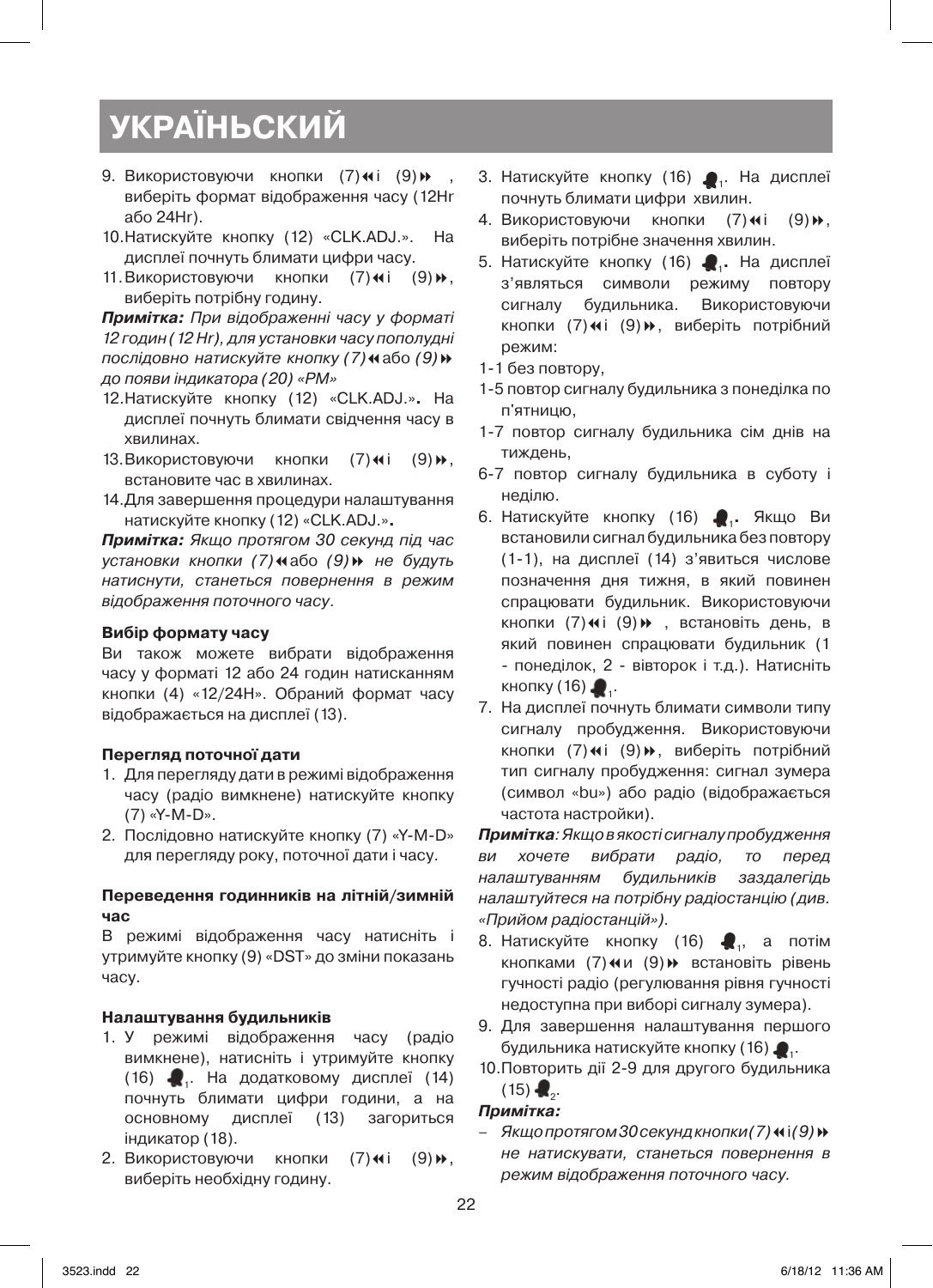# УКРАЇНЬСКИЙ

9. Використовуючи кнопки (7)◄◄ і (9)►►, виберіть формат відображення часу (12Hr або 24Hr).
10. Натискуйте кнопку (12) «CLK.ADJ.». На дисплеї почнуть блимати цифри часу.
11. Використовуючи кнопки (7)◄◄ і (9)►►, виберіть потрібну годину.

***Примітка:*** *При відображенні часу у форматі 12 годин (12 Hr), для установки часу пополудні послідовно натискуйте кнопку (7)*◄◄ або *(9)*►► *до появи індикатора (20) «PM»*

12. Натискуйте кнопку (12) «CLK.ADJ.». На дисплеї почнуть блимати свідчення часу в хвилинах.
13. Використовуючи кнопки (7)◄◄ і (9)►►, встановите час в хвилинах.
14. Для завершення процедури налаштування натискуйте кнопку (12) «CLK.ADJ.».

***Примітка:*** *Якщо протягом 30 секунд під час установки кнопки (7)*◄◄ або *(9)*►► *не будуть натиснути, станеться повернення в режим відображення поточного часу.*

**Вибір формату часу**

Ви також можете вибрати відображення часу у форматі 12 або 24 годин натисканням кнопки (4) «12/24H». Обраний формат часу відображається на дисплеї (13).

**Перегляд поточної дати**

1. Для перегляду дати в режимі відображення часу (радіо вимкнене) натискуйте кнопку (7) «Y-M-D».
2. Послідовно натискуйте кнопку (7) «Y-M-D» для перегляду року, поточної дати і часу.

**Переведення годинників на літній/зимній час**

В режимі відображення часу натисніть і утримуйте кнопку (9) «DST» до зміни показань часу.

**Налаштування будильників**

1. У режимі відображення часу (радіо вимкнене), натисніть і утримуйте кнопку (16) 🔔1. На додатковому дисплеї (14) почнуть блимати цифри години, а на основному дисплеї (13) загориться індикатор (18).
2. Використовуючи кнопки (7)◄◄ і (9)►►, виберіть необхідну годину.
3. Натискуйте кнопку (16) 🔔1. На дисплеї почнуть блимати цифри хвилин.
4. Використовуючи кнопки (7)◄◄ і (9)►►, виберіть потрібне значення хвилин.
5. Натискуйте кнопку (16) 🔔1. На дисплеї з'являться символи режиму повтору сигналу будильника. Використовуючи кнопки (7)◄◄ і (9)►►, виберіть потрібний режим:

1-1 без повтору,

1-5 повтор сигналу будильника з понеділка по п'ятницю,

1-7 повтор сигналу будильника сім днів на тиждень,

6-7 повтор сигналу будильника в суботу і неділю.

6. Натискуйте кнопку (16) 🔔1. Якщо Ви встановили сигнал будильника без повтору (1-1), на дисплеї (14) з'явиться числове позначення дня тижня, в який повинен спрацювати будильник. Використовуючи кнопки (7)◄◄ і (9)►►, встановіть день, в який повинен спрацювати будильник (1 - понеділок, 2 - вівторок і т.д.). Натисніть кнопку (16) 🔔1.
7. На дисплеї почнуть блимати символи типу сигналу пробудження. Використовуючи кнопки (7)◄◄ і (9)►►, виберіть потрібний тип сигналу пробудження: сигнал зумера (символ «bu») або радіо (відображається частота настройки).

***Примітка****: Якщо в якості сигналу пробудження ви хочете вибрати радіо, то перед налаштуванням будильників заздалегідь налаштуйтеся на потрібну радіостанцію (див. «Прийом радіостанцій»).*

8. Натискуйте кнопку (16) 🔔1, а потім кнопками (7)◄◄и (9)►► встановіть рівень гучності радіо (регулювання рівня гучності недоступна при виборі сигналу зумера).
9. Для завершення налаштування першого будильника натискуйте кнопку (16) 🔔1.
10. Повторить дії 2-9 для другого будильника (15) 🔔2.

***Примітка:***

– *Якщо протягом 30 секунд кнопки (7)*◄◄ і *(9)*►► *не натискувати, станеться повернення в режим відображення поточного часу.*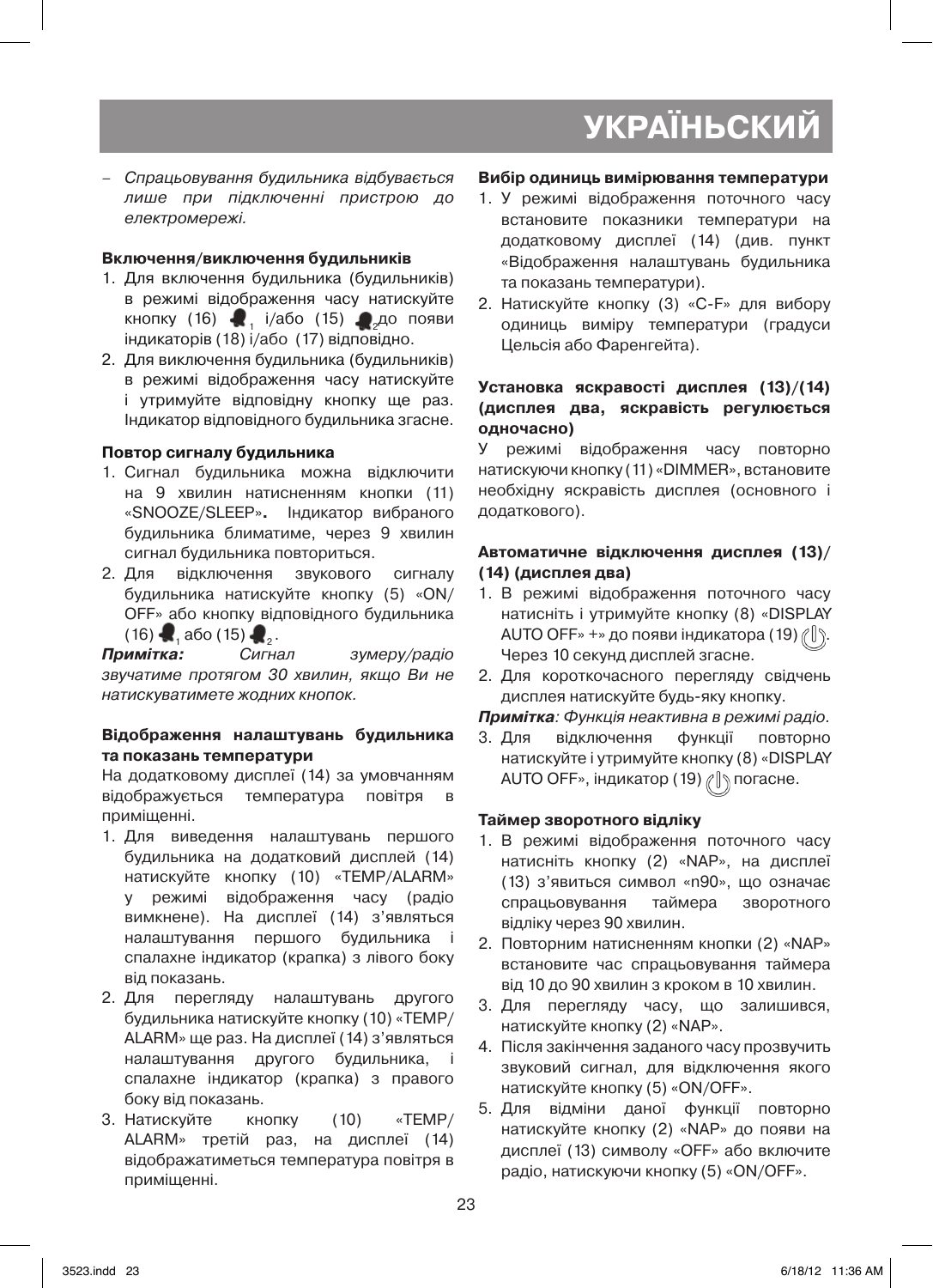– *Спрацьовування будильника відбувається лише при підключенні пристрою до електромережі.*

**Включення/виключення будильників**

1. Для включення будильника (будильників) в режимі відображення часу натискуйте кнопку (16) 1 і/або (15) 2 до появи індикаторів (18) і/або (17) відповідно.
2. Для виключення будильника (будильників) в режимі відображення часу натискуйте і утримуйте відповідну кнопку ще раз. Індикатор відповідного будильника згасне.

**Повтор сигналу будильника**

1. Сигнал будильника можна відключити на 9 хвилин натисненням кнопки (11) «SNOOZE/SLEEP». Індикатор вибраного будильника блиматиме, через 9 хвилин сигнал будильника повториться.
2. Для відключення звукового сигналу будильника натискуйте кнопку (5) «ON/OFF» або кнопку відповідного будильника (16) 1 або (15) 2.

***Примітка:*** *Сигнал зумеру/радіо звучатиме протягом 30 хвилин, якщо Ви не натискуватимете жодних кнопок.*

**Відображення налаштувань будильника та показань температури**

На додатковому дисплеї (14) за умовчанням відображується температура повітря в приміщенні.

1. Для виведення налаштувань першого будильника на додатковий дисплей (14) натискуйте кнопку (10) «TEMP/ALARM» у режимі відображення часу (радіо вимкнене). На дисплеї (14) з'являться налаштування першого будильника і спалахне індикатор (крапка) з лівого боку від показань.
2. Для перегляду налаштувань другого будильника натискуйте кнопку (10) «TEMP/ALARM» ще раз. На дисплеї (14) з'являться налаштування другого будильника, і спалахне індикатор (крапка) з правого боку від показань.
3. Натискуйте кнопку (10) «TEMP/ALARM» третій раз, на дисплеї (14) відображатиметься температура повітря в приміщенні.

**Вибір одиниць вимірювання температури**

1. У режимі відображення поточного часу встановите показники температури на додатковому дисплеї (14) (див. пункт «Відображення налаштувань будильника та показань температури).
2. Натискуйте кнопку (3) «C-F» для вибору одиниць виміру температури (градуси Цельсія або Фаренгейта).

**Установка яскравості дисплея (13)/(14) (дисплея два, яскравість регулюється одночасно)**

У режимі відображення часу повторно натискуючи кнопку (11) «DIMMER», встановите необхідну яскравість дисплея (основного і додаткового).

**Автоматичне відключення дисплея (13)/(14) (дисплея два)**

1. В режимі відображення поточного часу натисніть і утримуйте кнопку (8) «DISPLAY AUTO OFF» +» до появи індикатора (19). Через 10 секунд дисплей згасне.
2. Для короткочасного перегляду свідчень дисплея натискуйте будь-яку кнопку.

***Примітка****: Функція неактивна в режимі радіо.*

3. Для відключення функції повторно натискуйте і утримуйте кнопку (8) «DISPLAY AUTO OFF», індикатор (19) погасне.

**Таймер зворотного відліку**

1. В режимі відображення поточного часу натисніть кнопку (2) «NAP», на дисплеї (13) з'явиться символ «n90», що означає спрацьовування таймера зворотного відліку через 90 хвилин.
2. Повторним натисненням кнопки (2) «NAP» встановите час спрацьовування таймера від 10 до 90 хвилин з кроком в 10 хвилин.
3. Для перегляду часу, що залишився, натискуйте кнопку (2) «NAP».
4. Після закінчення заданого часу прозвучить звуковий сигнал, для відключення якого натискуйте кнопку (5) «ON/OFF».
5. Для відміни даної функції повторно натискуйте кнопку (2) «NAP» до появи на дисплеї (13) символу «OFF» або включите радіо, натискуючи кнопку (5) «ON/OFF».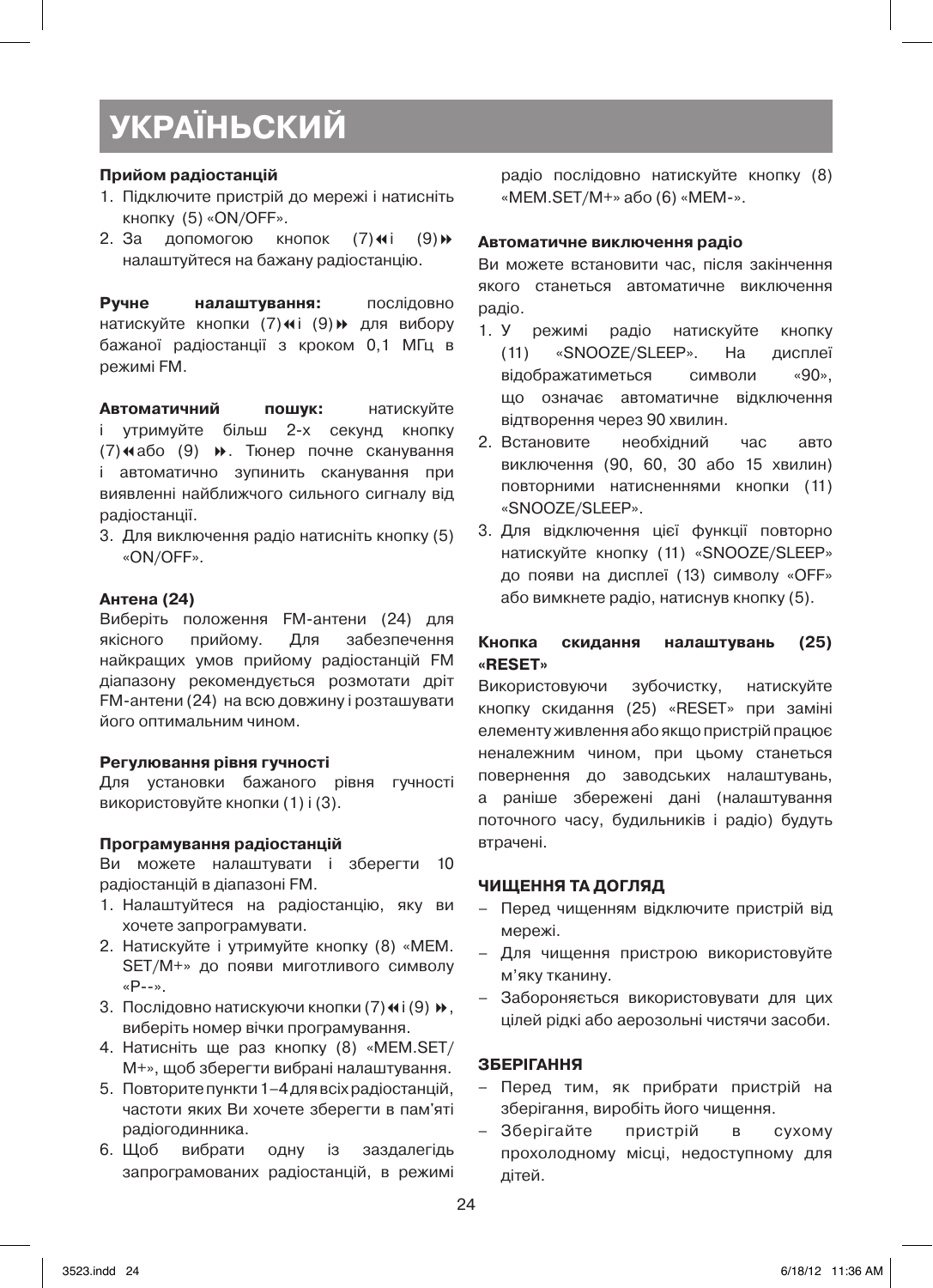# УКРАЇНЬСКИЙ

**Прийом радіостанцій**

1. Підключите пристрій до мережі і натисніть кнопку (5) «ON/OFF».
2. За допомогою кнопок (7)⏪і (9)⏩ налаштуйтеся на бажану радіостанцію.

**Ручне налаштування:** послідовно натискуйте кнопки (7)⏪і (9)⏩ для вибору бажаної радіостанції з кроком 0,1 МГц в режимі FM.

**Автоматичний пошук:** натискуйте і утримуйте більш 2-х секунд кнопку (7)⏪або (9) ⏩. Тюнер почне сканування і автоматично зупинить сканування при виявленні найближчого сильного сигналу від радіостанції.

3. Для виключення радіо натисніть кнопку (5) «ON/OFF».

**Антена (24)**

Виберіть положення FM-антени (24) для якісного прийому. Для забезпечення найкращих умов прийому радіостанцій FM діапазону рекомендується розмотати дріт FM-антени (24) на всю довжину і розташувати його оптимальним чином.

**Регулювання рівня гучності**

Для установки бажаного рівня гучності використовуйте кнопки (1) і (3).

**Програмування радіостанцій**

Ви можете налаштувати і зберегти 10 радіостанцій в діапазоні FM.

1. Налаштуйтеся на радіостанцію, яку ви хочете запрограмувати.
2. Натискуйте і утримуйте кнопку (8) «MEM. SET/M+» до появи миготливого символу «P--».
3. Послідовно натискуючи кнопки (7)⏪і (9) ⏩, виберіть номер вічки програмування.
4. Натисніть ще раз кнопку (8) «MEM.SET/ M+», щоб зберегти вибрані налаштування.
5. Повторите пункти 1–4 для всіх радіостанцій, частоти яких Ви хочете зберегти в пам'яті радіогодинника.
6. Щоб вибрати одну із заздалегідь запрограмованих радіостанцій, в режимі радіо послідовно натискуйте кнопку (8) «MEM.SET/M+» або (6) «MEM-».

**Автоматичне виключення радіо**

Ви можете встановити час, після закінчення якого станеться автоматичне виключення радіо.

1. У режимі радіо натискуйте кнопку (11) «SNOOZE/SLEEP». На дисплеї відображатиметься символи «90», що означає автоматичне відключення відтворення через 90 хвилин.
2. Встановите необхідний час авто виключення (90, 60, 30 або 15 хвилин) повторними натисненнями кнопки (11) «SNOOZE/SLEEP».
3. Для відключення цієї функції повторно натискуйте кнопку (11) «SNOOZE/SLEEP» до появи на дисплеї (13) символу «OFF» або вимкнете радіо, натиснув кнопку (5).

**Кнопка скидання налаштувань (25) «RESET»**

Використовуючи зубочистку, натискуйте кнопку скидання (25) «RESET» при заміні елементу живлення або якщо пристрій працює неналежним чином, при цьому станеться повернення до заводських налаштувань, а раніше збережені дані (налаштування поточного часу, будильників і радіо) будуть втрачені.

**ЧИЩЕННЯ ТА ДОГЛЯД**

- Перед чищенням відключите пристрій від мережі.
- Для чищення пристрою використовуйте м'яку тканину.
- Забороняється використовувати для цих цілей рідкі або аерозольні чистячи засоби.

**ЗБЕРІГАННЯ**

- Перед тим, як прибрати пристрій на зберігання, виробіть його чищення.
- Зберігайте пристрій в сухому прохолодному місці, недоступному для дітей.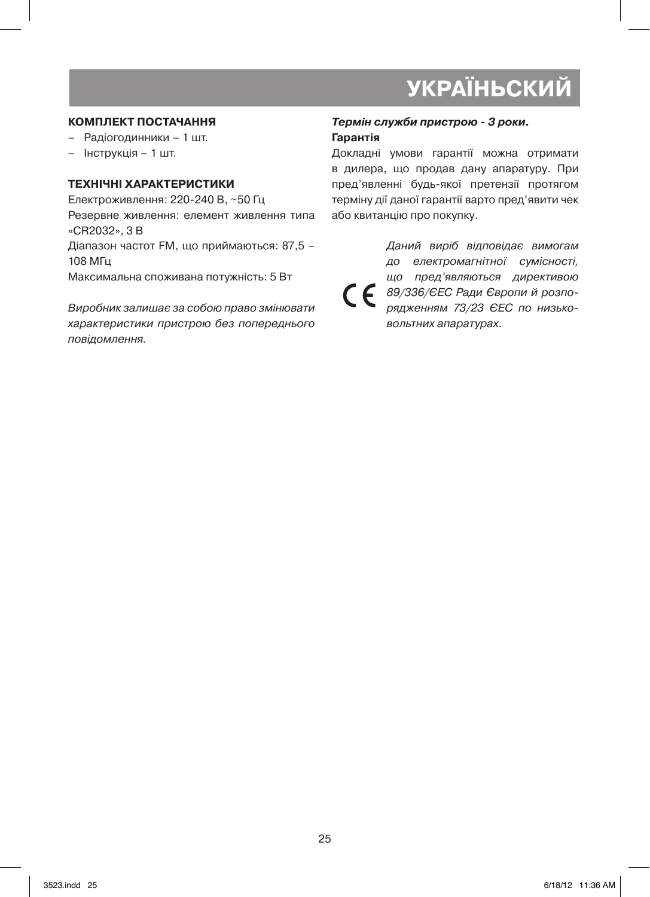# УКРАЇНЬСКИЙ

**КОМПЛЕКТ ПОСТАЧАННЯ**

– Радіогодинники – 1 шт.
– Інструкція – 1 шт.

**ТЕХНІЧНІ ХАРАКТЕРИСТИКИ**

Електроживлення: 220-240 В, ~50 Гц

Резервне живлення: елемент живлення типа «CR2032», 3 В

Діапазон частот FM, що приймаються: 87,5 – 108 МГц

Максимальна споживана потужність: 5 Вт

*Виробник залишає за собою право змінювати характеристики пристрою без попереднього повідомлення.*

***Термін служби пристрою - 3 роки.***

**Гарантія**

Докладні умови гарантії можна отримати в дилера, що продав дану апаратуру. При пред'явленні будь-якої претензії протягом терміну дії даної гарантії варто пред'явити чек або квитанцію про покупку.

CE *Даний виріб відповідає вимогам до електромагнітної сумісності, що пред'являються директивою 89/336/ЄЕС Ради Європи й розпорядженням 73/23 ЄЕС по низьковольтних апаратурах.*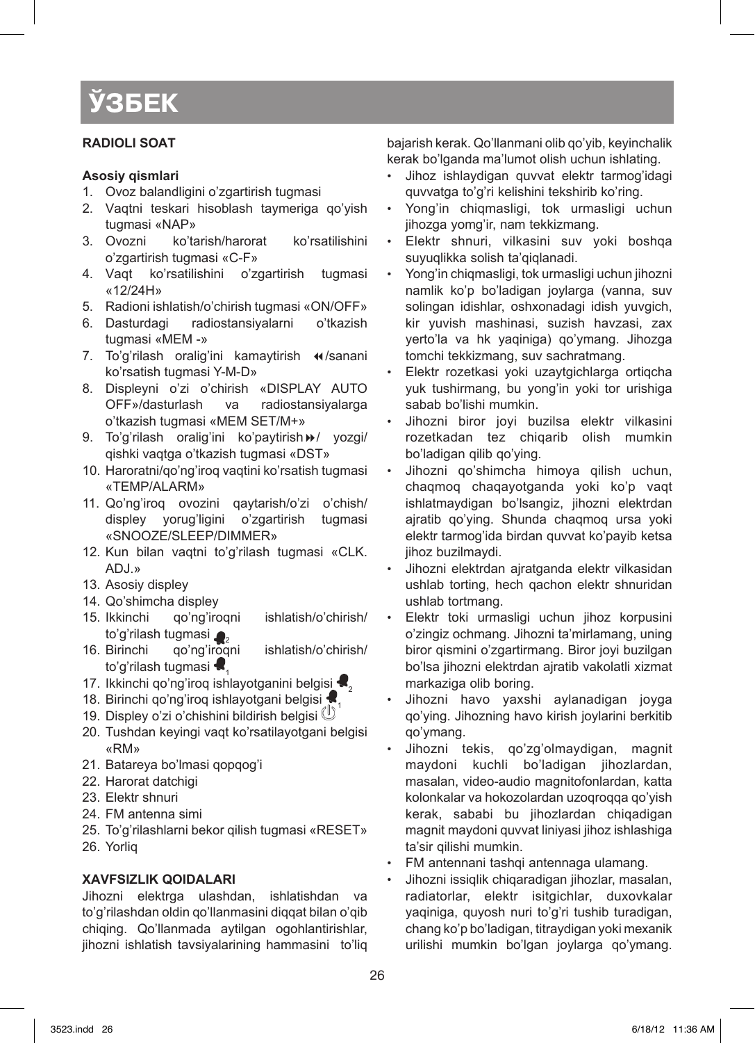# ЎЗБЕК

**RADIOLI SOAT**

**Asosiy qismlari**

1. Ovoz balandligini o'zgartirish tugmasi
2. Vaqtni teskari hisoblash taymeriga qo'yish tugmasi «NAP»
3. Ovozni ko'tarish/harorat ko'rsatilishini o'zgartirish tugmasi «C-F»
4. Vaqt ko'rsatilishini o'zgartirish tugmasi «12/24H»
5. Radioni ishlatish/o'chirish tugmasi «ON/OFF»
6. Dasturdagi radiostansiyalarni o'tkazish tugmasi «MEM -»
7. To'g'rilash oralig'ini kamaytirish ◄◄/sanani ko'rsatish tugmasi Y-M-D»
8. Displeyni o'zi o'chirish «DISPLAY AUTO OFF»/dasturlash va radiostansiyalarga o'tkazish tugmasi «MEM SET/M+»
9. To'g'rilash oralig'ini ko'paytirish ►►/ yozgi/qishki vaqtga o'tkazish tugmasi «DST»
10. Haroratni/qo'ng'iroq vaqtini ko'rsatish tugmasi «TEMP/ALARM»
11. Qo'ng'iroq ovozini qaytarish/o'zi o'chish/displey yorug'ligini o'zgartirish tugmasi «SNOOZE/SLEEP/DIMMER»
12. Kun bilan vaqtni to'g'rilash tugmasi «CLK. ADJ.»
13. Asosiy displey
14. Qo'shimcha displey
15. Ikkinchi qo'ng'iroqni ishlatish/o'chirish/to'g'rilash tugmasi 🔔2
16. Birinchi qo'ng'iroqni ishlatish/o'chirish/to'g'rilash tugmasi 🔔1
17. Ikkinchi qo'ng'iroq ishlayotganini belgisi 🔔2
18. Birinchi qo'ng'iroq ishlayotgani belgisi 🔔1
19. Displey o'zi o'chishini bildirish belgisi ⏻
20. Tushdan keyingi vaqt ko'rsatilayotgani belgisi «RM»
21. Batareya bo'lmasi qopqog'i
22. Harorat datchigi
23. Elektr shnuri
24. FM antenna simi
25. To'g'rilashlarni bekor qilish tugmasi «RESET»
26. Yorliq

**XAVFSIZLIK QOIDALARI**

Jihozni elektrga ulashdan, ishlatishdan va to'g'rilashdan oldin qo'llanmasini diqqat bilan o'qib chiqing. Qo'llanmada aytilgan ogohlantirishlar, jihozni ishlatish tavsiyalarining hammasini to'liq bajarish kerak. Qo'llanmani olib qo'yib, keyinchalik kerak bo'lganda ma'lumot olish uchun ishlating.

- Jihoz ishlaydigan quvvat elektr tarmog'idagi quvvatga to'g'ri kelishini tekshirib ko'ring.
- Yong'in chiqmasligi, tok urmasligi uchun jihozga yomg'ir, nam tekkizmang.
- Elektr shnuri, vilkasini suv yoki boshqa suyuqlikka solish ta'qiqlanadi.
- Yong'in chiqmasligi, tok urmasligi uchun jihozni namlik ko'p bo'ladigan joylarga (vanna, suv solingan idishlar, oshxonadagi idish yuvgich, kir yuvish mashinasi, suzish havzasi, zax yerto'la va hk yaqiniga) qo'ymang. Jihozga tomchi tekkizmang, suv sachratmang.
- Elektr rozetkasi yoki uzaytgichlarga ortiqcha yuk tushirmang, bu yong'in yoki tor urishiga sabab bo'lishi mumkin.
- Jihozni biror joyi buzilsa elektr vilkasini rozetkadan tez chiqarib olish mumkin bo'ladigan qilib qo'ying.
- Jihozni qo'shimcha himoya qilish uchun, chaqmoq chaqayotganda yoki ko'p vaqt ishlatmaydigan bo'lsangiz, jihozni elektrdan ajratib qo'ying. Shunda chaqmoq ursa yoki elektr tarmog'ida birdan quvvat ko'payib ketsa jihoz buzilmaydi.
- Jihozni elektrdan ajratganda elektr vilkasidan ushlab torting, hech qachon elektr shnuridan ushlab tortmang.
- Elektr toki urmasligi uchun jihoz korpusini o'zingiz ochmang. Jihozni ta'mirlamang, uning biror qismini o'zgartirmang. Biror joyi buzilgan bo'lsa jihozni elektrdan ajratib vakolatli xizmat markaziga olib boring.
- Jihozni havo yaxshi aylanadigan joyga qo'ying. Jihozning havo kirish joylarini berkitib qo'ymang.
- Jihozni tekis, qo'zg'olmaydigan, magnit maydoni kuchli bo'ladigan jihozlardan, masalan, video-audio magnitofonlardan, katta kolonkalar va hokozolardan uzoqroqqa qo'yish kerak, sababi bu jihozlardan chiqadigan magnit maydoni quvvat liniyasi jihoz ishlashiga ta'sir qilishi mumkin.
- FM antennani tashqi antennaga ulamang.
- Jihozni issiqlik chiqaradigan jihozlar, masalan, radiatorlar, elektr isitgichlar, duxovkalar yaqiniga, quyosh nuri to'g'ri tushib turadigan, chang ko'p bo'ladigan, titraydigan yoki mexanik urilishi mumkin bo'lgan joylarga qo'ymang.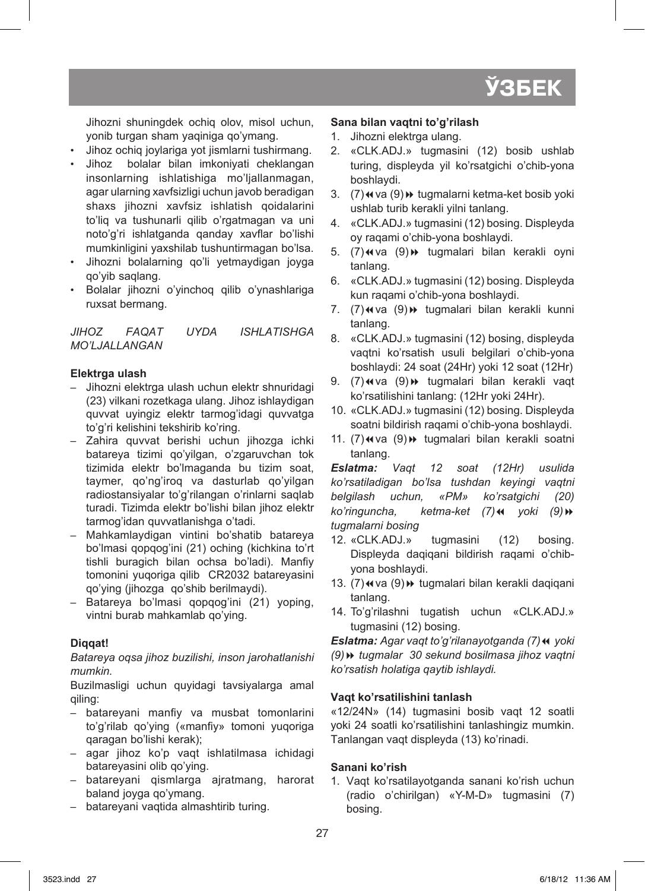Jihozni shuningdek ochiq olov, misol uchun, yonib turgan sham yaqiniga qo'ymang.

- Jihoz ochiq joylariga yot jismlarni tushirmang.
- Jihoz bolalar bilan imkoniyati cheklangan insonlarning ishlatishiga mo'ljallanmagan, agar ularning xavfsizligi uchun javob beradigan shaxs jihozni xavfsiz ishlatish qoidalarini to'liq va tushunarli qilib o'rgatmagan va uni noto'g'ri ishlatganda qanday xavflar bo'lishi mumkinligini yaxshilab tushuntirmagan bo'lsa.
- Jihozni bolalarning qo'li yetmaydigan joyga qo'yib saqlang.
- Bolalar jihozni o'yinchoq qilib o'ynashlariga ruxsat bermang.

*JIHOZ FAQAT UYDA ISHLATISHGA MO'LJALLANGAN*

**Elektrga ulash**

– Jihozni elektrga ulash uchun elektr shnuridagi (23) vilkani rozetkaga ulang. Jihoz ishlaydigan quvvat uyingiz elektr tarmog'idagi quvvatga to'g'ri kelishini tekshirib ko'ring.

– Zahira quvvat berishi uchun jihozga ichki batareya tizimi qo'yilgan, o'zgaruvchan tok tizimida elektr bo'lmaganda bu tizim soat, taymer, qo'ng'iroq va dasturlab qo'yilgan radiostansiyalar to'g'rilangan o'rinlarni saqlab turadi. Tizimda elektr bo'lishi bilan jihoz elektr tarmog'idan quvvatlanishga o'tadi.

– Mahkamlaydigan vintini bo'shatib batareya bo'lmasi qopqog'ini (21) oching (kichkina to'rt tishli buragich bilan ochsa bo'ladi). Manfiy tomonini yuqoriga qilib CR2032 batareyasini qo'ying (jihozga qo'shib berilmaydi).

– Batareya bo'lmasi qopqog'ini (21) yoping, vintni burab mahkamlab qo'ying.

**Diqqat!**

*Batareya oqsa jihoz buzilishi, inson jarohatlanishi mumkin.*

Buzilmasligi uchun quyidagi tavsiyalarga amal qiling:

– batareyani manfiy va musbat tomonlarini to'g'rilab qo'ying («manfiy» tomoni yuqoriga qaragan bo'lishi kerak);

– agar jihoz ko'p vaqt ishlatilmasa ichidagi batareyasini olib qo'ying.

– batareyani qismlarga ajratmang, harorat baland joyga qo'ymang.

– batareyani vaqtida almashtirib turing.

**Sana bilan vaqtni to'g'rilash**

1. Jihozni elektrga ulang.
2. «CLK.ADJ.» tugmasini (12) bosib ushlab turing, displeyda yil ko'rsatgichi o'chib-yona boshlaydi.
3. (7)◄◄ va (9)►► tugmalarni ketma-ket bosib yoki ushlab turib kerakli yilni tanlang.
4. «CLK.ADJ.» tugmasini (12) bosing. Displeyda oy raqami o'chib-yona boshlaydi.
5. (7)◄◄ va (9)►► tugmalari bilan kerakli oyni tanlang.
6. «CLK.ADJ.» tugmasini (12) bosing. Displeyda kun raqami o'chib-yona boshlaydi.
7. (7)◄◄ va (9)►► tugmalari bilan kerakli kunni tanlang.
8. «CLK.ADJ.» tugmasini (12) bosing, displeyda vaqtni ko'rsatish usuli belgilari o'chib-yona boshlaydi: 24 soat (24Hr) yoki 12 soat (12Hr)
9. (7)◄◄ va (9)►► tugmalari bilan kerakli vaqt ko'rsatilishini tanlang: (12Hr yoki 24Hr).
10. «CLK.ADJ.» tugmasini (12) bosing. Displeyda soatni bildirish raqami o'chib-yona boshlaydi.
11. (7)◄◄ va (9)►► tugmalari bilan kerakli soatni tanlang.

***Eslatma:*** *Vaqt 12 soat (12Hr) usulida ko'rsatiladigan bo'lsa tushdan keyingi vaqtni belgilash uchun, «PM» ko'rsatgichi (20) ko'ringuncha, ketma-ket (7)◄◄ yoki (9)►► tugmalarni bosing*

12. «CLK.ADJ.» tugmasini (12) bosing. Displeyda daqiqani bildirish raqami o'chib-yona boshlaydi.
13. (7)◄◄ va (9)►► tugmalari bilan kerakli daqiqani tanlang.
14. To'g'rilashni tugatish uchun «CLK.ADJ.» tugmasini (12) bosing.

***Eslatma:*** *Agar vaqt to'g'rilanayotganda (7)◄◄ yoki (9)►► tugmalar 30 sekund bosilmasa jihoz vaqtni ko'rsatish holatiga qaytib ishlaydi.*

**Vaqt ko'rsatilishini tanlash**

«12/24N» (14) tugmasini bosib vaqt 12 soatli yoki 24 soatli ko'rsatilishini tanlashingiz mumkin. Tanlangan vaqt displeyda (13) ko'rinadi.

**Sanani ko'rish**

1. Vaqt ko'rsatilayotganda sanani ko'rish uchun (radio o'chirilgan) «Y-M-D» tugmasini (7) bosing.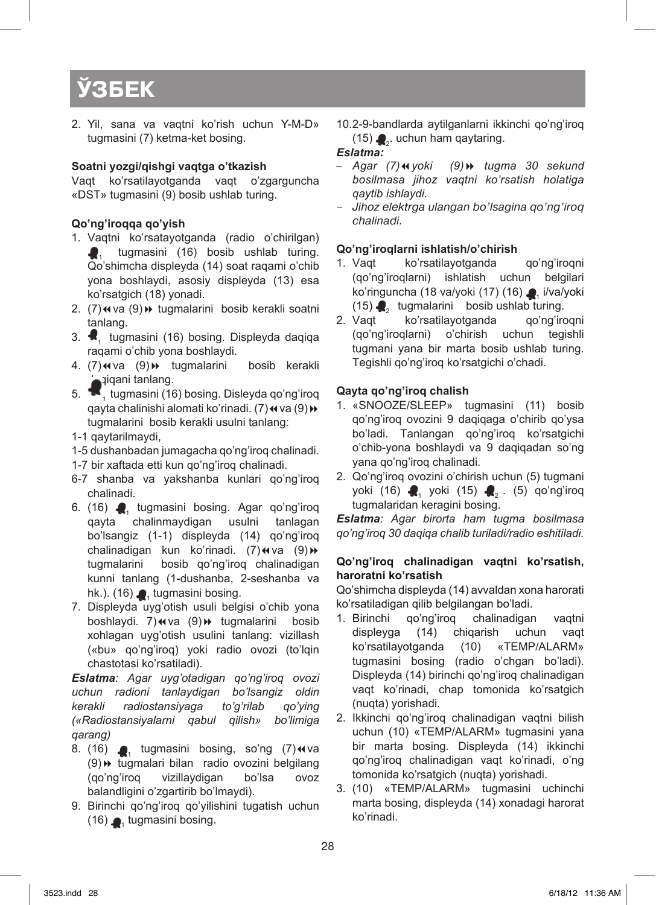# ЎЗБЕК

2. Yil, sana va vaqtni ko'rish uchun Y-M-D» tugmasini (7) ketma-ket bosing.

**Soatni yozgi/qishgi vaqtga o'tkazish**

Vaqt ko'rsatilayotganda vaqt o'zgarguncha «DST» tugmasini (9) bosib ushlab turing.

**Qo'ng'iroqqa qo'yish**

1. Vaqtni ko'rsatayotganda (radio o'chirilgan) 🔔$_1$ tugmasini (16) bosib ushlab turing. Qo'shimcha displeyda (14) soat raqami o'chib yona boshlaydi, asosiy displeyda (13) esa ko'rsatgich (18) yonadi.
2. (7)⏪ va (9)⏩ tugmalarini bosib kerakli soatni tanlang.
3. 🔔$_1$ tugmasini (16) bosing. Displeyda daqiqa raqami o'chib yona boshlaydi.
4. (7)⏪ va (9)⏩ tugmalarini bosib kerakli daqiqani tanlang.
5. 🔔$_1$ tugmasini (16) bosing. Disleyda qo'ng'iroq qayta chalinishi alomati ko'rinadi. (7)⏪ va (9)⏩ tugmalarini bosib kerakli usulni tanlang:

1-1 qaytarilmaydi,
1-5 dushanbadan jumagacha qo'ng'iroq chalinadi.
1-7 bir xaftada etti kun qo'ng'iroq chalinadi.
6-7 shanba va yakshanba kunlari qo'ng'iroq chalinadi.

6. (16) 🔔$_1$ tugmasini bosing. Agar qo'ng'iroq qayta chalinmaydigan usulni tanlagan bo'lsangiz (1-1) displeyda (14) qo'ng'iroq chalinadigan kun ko'rinadi. (7)⏪ va (9)⏩ tugmalarini bosib qo'ng'iroq chalinadigan kunni tanlang (1-dushanba, 2-seshanba va hk.). (16) 🔔$_1$ tugmasini bosing.
7. Displeyda uyg'otish usuli belgisi o'chib yona boshlaydi. 7)⏪ va (9)⏩ tugmalarini bosib xohlagan uyg'otish usulini tanlang: vizillash («bu» qo'ng'iroq) yoki radio ovozi (to'lqin chastotasi ko'rsatiladi).

***Eslatma**: Agar uyg'otadigan qo'ng'iroq ovozi uchun radioni tanlaydigan bo'lsangiz oldin kerakli radiostansiyaga to'g'rilab qo'ying («Radiostansiyalarni qabul qilish» bo'limiga qarang)*

8. (16) 🔔$_1$ tugmasini bosing, so'ng (7)⏪ va (9)⏩ tugmalari bilan radio ovozini belgilang (qo'ng'iroq vizillaydigan bo'lsa ovoz balandligini o'zgartirib bo'lmaydi).
9. Birinchi qo'ng'iroq qo'yilishini tugatish uchun (16) 🔔$_1$ tugmasini bosing.
10. 2-9-bandlarda aytilganlarni ikkinchi qo'ng'iroq (15) 🔔$_2$. uchun ham qaytaring.

***Eslatma:***

- *Agar (7)⏪ yoki (9)⏩ tugma 30 sekund bosilmasa jihoz vaqtni ko'rsatish holatiga qaytib ishlaydi.*
- *Jihoz elektrga ulangan bo'lsagina qo'ng'iroq chalinadi.*

**Qo'ng'iroqlarni ishlatish/o'chirish**

1. Vaqt ko'rsatilayotganda qo'ng'iroqni (qo'ng'iroqlarni) ishlatish uchun belgilari ko'ringuncha (18 va/yoki (17) (16) 🔔$_1$ i/va/yoki (15) 🔔$_2$ tugmalarini bosib ushlab turing.
2. Vaqt ko'rsatilayotganda qo'ng'iroqni (qo'ng'iroqlarni) o'chirish uchun tegishli tugmani yana bir marta bosib ushlab turing. Tegishli qo'ng'iroq ko'rsatgichi o'chadi.

**Qayta qo'ng'iroq chalish**

1. «SNOOZE/SLEEP» tugmasini (11) bosib qo'ng'iroq ovozini 9 daqiqaga o'chirib qo'ysa bo'ladi. Tanlangan qo'ng'iroq ko'rsatgichi o'chib-yona boshlaydi va 9 daqiqadan so'ng yana qo'ng'iroq chalinadi.
2. Qo'ng'iroq ovozini o'chirish uchun (5) tugmani yoki (16) 🔔$_1$ yoki (15) 🔔$_2$ . (5) qo'ng'iroq tugmalaridan keragini bosing.

***Eslatma**: Agar birorta ham tugma bosilmasa qo'ng'iroq 30 daqiqa chalib turiladi/radio eshitiladi.*

**Qo'ng'iroq chalinadigan vaqtni ko'rsatish, haroratni ko'rsatish**

Qo'shimcha displeyda (14) avvaldan xona harorati ko'rsatiladigan qilib belgilangan bo'ladi.

1. Birinchi qo'ng'iroq chalinadigan vaqtni displeyga (14) chiqarish uchun vaqt ko'rsatilayotganda (10) «TEMP/ALARM» tugmasini bosing (radio o'chgan bo'ladi). Displeyda (14) birinchi qo'ng'iroq chalinadigan vaqt ko'rinadi, chap tomonida ko'rsatgich (nuqta) yorishadi.
2. Ikkinchi qo'ng'iroq chalinadigan vaqtni bilish uchun (10) «TEMP/ALARM» tugmasini yana bir marta bosing. Displeyda (14) ikkinchi qo'ng'iroq chalinadigan vaqt ko'rinadi, o'ng tomonida ko'rsatgich (nuqta) yorishadi.
3. (10) «TEMP/ALARM» tugmasini uchinchi marta bosing, displeyda (14) xonadagi harorat ko'rinadi.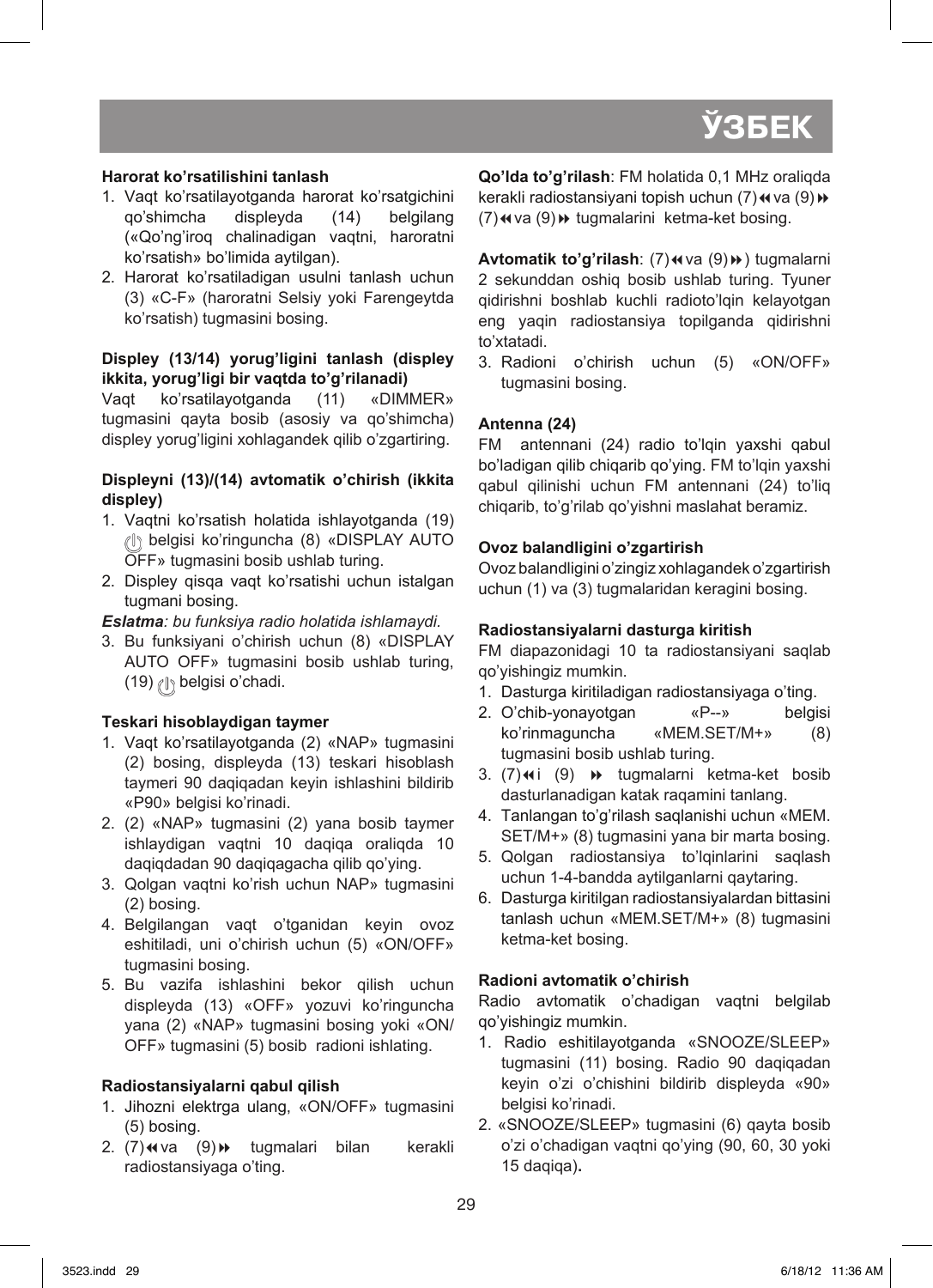### Harorat ko'rsatilishini tanlash

1. Vaqt ko'rsatilayotganda harorat ko'rsatgichini qo'shimcha displeyda (14) belgilang («Qo'ng'iroq chalinadigan vaqtni, haroratni ko'rsatish» bo'limida aytilgan).
2. Harorat ko'rsatiladigan usulni tanlash uchun (3) «C-F» (haroratni Selsiy yoki Farengeytda ko'rsatish) tugmasini bosing.

### Displey (13/14) yorug'ligini tanlash (displey ikkita, yorug'ligi bir vaqtda to'g'rilanadi)

Vaqt ko'rsatilayotganda (11) «DIMMER» tugmasini qayta bosib (asosiy va qo'shimcha) displey yorug'ligini xohlagandek qilib o'zgartiring.

### Displeyni (13)/(14) avtomatik o'chirish (ikkita displey)

1. Vaqtni ko'rsatish holatida ishlayotganda (19) belgisi ko'ringuncha (8) «DISPLAY AUTO OFF» tugmasini bosib ushlab turing.
2. Displey qisqa vaqt ko'rsatishi uchun istalgan tugmani bosing.

***Eslatma**: bu funksiya radio holatida ishlamaydi.*

3. Bu funksiyani o'chirish uchun (8) «DISPLAY AUTO OFF» tugmasini bosib ushlab turing, (19) belgisi o'chadi.

### Teskari hisoblaydigan taymer

1. Vaqt ko'rsatilayotganda (2) «NAP» tugmasini (2) bosing, displeyda (13) teskari hisoblash taymeri 90 daqiqadan keyin ishlashini bildirib «P90» belgisi ko'rinadi.
2. (2) «NAP» tugmasini (2) yana bosib taymer ishlaydigan vaqtni 10 daqiqa oraliqda 10 daqiqdadan 90 daqiqagacha qilib qo'ying.
3. Qolgan vaqtni ko'rish uchun NAP» tugmasini (2) bosing.
4. Belgilangan vaqt o'tganidan keyin ovoz eshitiladi, uni o'chirish uchun (5) «ON/OFF» tugmasini bosing.
5. Bu vazifa ishlashini bekor qilish uchun displeyda (13) «OFF» yozuvi ko'ringuncha yana (2) «NAP» tugmasini bosing yoki «ON/OFF» tugmasini (5) bosib radioni ishlating.

### Radiostansiyalarni qabul qilish

1. Jihozni elektrga ulang, «ON/OFF» tugmasini (5) bosing.
2. (7)⏪va (9)⏩ tugmalari bilan kerakli radiostansiyaga o'ting.

**Qo'lda to'g'rilash**: FM holatida 0,1 MHz oraliqda kerakli radiostansiyani topish uchun (7)⏪va (9)⏩ (7)⏪va (9)⏩ tugmalarini ketma-ket bosing.

**Avtomatik to'g'rilash**: (7)⏪va (9)⏩) tugmalarni 2 sekunddan oshiq bosib ushlab turing. Tyuner qidirishni boshlab kuchli radioto'lqin kelayotgan eng yaqin radiostansiya topilganda qidirishni to'xtatadi.

3. Radioni o'chirish uchun (5) «ON/OFF» tugmasini bosing.

### Antenna (24)

FM antennani (24) radio to'lqin yaxshi qabul bo'ladigan qilib chiqarib qo'ying. FM to'lqin yaxshi qabul qilinishi uchun FM antennani (24) to'liq chiqarib, to'g'rilab qo'yishni maslahat beramiz.

### Ovoz balandligini o'zgartirish

Ovoz balandligini o'zingiz xohlagandek o'zgartirish uchun (1) va (3) tugmalaridan keragini bosing.

### Radiostansiyalarni dasturga kiritish

FM diapazonidagi 10 ta radiostansiyani saqlab qo'yishingiz mumkin.

1. Dasturga kiritiladigan radiostansiyaga o'ting.
2. O'chib-yonayotgan «P--» belgisi ko'rinmaguncha «MEM.SET/M+» (8) tugmasini bosib ushlab turing.
3. (7)⏪i (9) ⏩ tugmalarni ketma-ket bosib dasturlanadigan katak raqamini tanlang.
4. Tanlangan to'g'rilash saqlanishi uchun «MEM.SET/M+» (8) tugmasini yana bir marta bosing.
5. Qolgan radiostansiya to'lqinlarini saqlash uchun 1-4-bandda aytilganlarni qaytaring.
6. Dasturga kiritilgan radiostansiyalardan bittasini tanlash uchun «MEM.SET/M+» (8) tugmasini ketma-ket bosing.

### Radioni avtomatik o'chirish

Radio avtomatik o'chadigan vaqtni belgilab qo'yishingiz mumkin.

1. Radio eshitilayotganda «SNOOZE/SLEEP» tugmasini (11) bosing. Radio 90 daqiqadan keyin o'zi o'chishini bildirib displeyda «90» belgisi ko'rinadi.
2. «SNOOZE/SLEEP» tugmasini (6) qayta bosib o'zi o'chadigan vaqtni qo'ying (90, 60, 30 yoki 15 daqiqa)**.**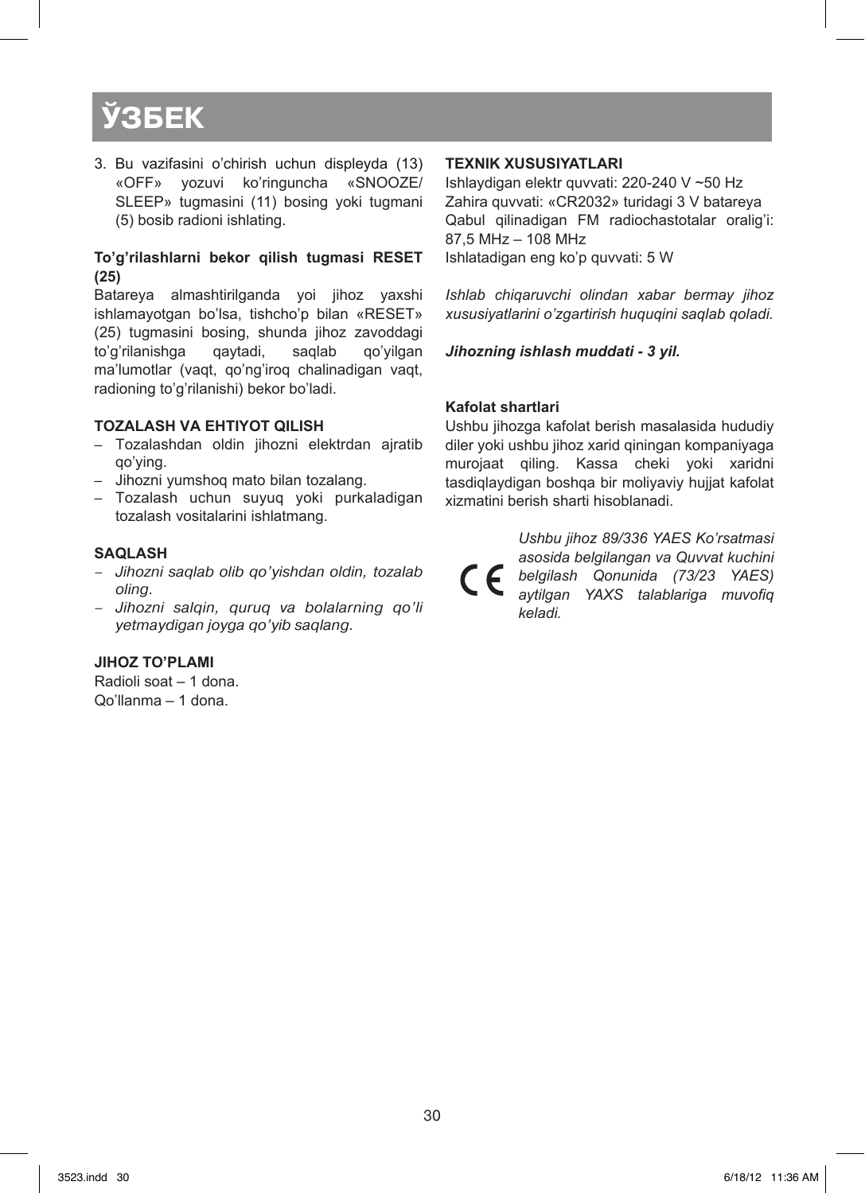# ЎЗБЕК

3. Bu vazifasini o'chirish uchun displeyda (13) «OFF» yozuvi ko'ringuncha «SNOOZE/SLEEP» tugmasini (11) bosing yoki tugmani (5) bosib radioni ishlating.

**To'g'rilashlarni bekor qilish tugmasi RESET (25)**

Batareya almashtirilganda yoi jihoz yaxshi ishlamayotgan bo'lsa, tishcho'p bilan «RESET» (25) tugmasini bosing, shunda jihoz zavoddagi to'g'rilanishga qaytadi, saqlab qo'yilgan ma'lumotlar (vaqt, qo'ng'iroq chalinadigan vaqt, radioning to'g'rilanishi) bekor bo'ladi.

**TOZALASH VA EHTIYOT QILISH**

– Tozalashdan oldin jihozni elektrdan ajratib qo'ying.
– Jihozni yumshoq mato bilan tozalang.
– Tozalash uchun suyuq yoki purkaladigan tozalash vositalarini ishlatmang.

**SAQLASH**

– *Jihozni saqlab olib qo'yishdan oldin, tozalab oling.*
– *Jihozni salqin, quruq va bolalarning qo'li yetmaydigan joyga qo'yib saqlang.*

**JIHOZ TO'PLAMI**

Radioli soat – 1 dona.
Qo'llanma – 1 dona.

**TEXNIK XUSUSIYATLARI**

Ishlaydigan elektr quvvati: 220-240 V ~50 Hz
Zahira quvvati: «CR2032» turidagi 3 V batareya
Qabul qilinadigan FM radiochastotalar oralig'i: 87,5 MHz – 108 MHz
Ishlatadigan eng ko'p quvvati: 5 W

*Ishlab chiqaruvchi olindan xabar bermay jihoz xususiyatlarini o'zgartirish huquqini saqlab qoladi.*

***Jihozning ishlash muddati - 3 yil.***

**Kafolat shartlari**

Ushbu jihozga kafolat berish masalasida hududiy diler yoki ushbu jihoz xarid qiningan kompaniyaga murojaat qiling. Kassa cheki yoki xaridni tasdiqlaydigan boshqa bir moliyaviy hujjat kafolat xizmatini berish sharti hisoblanadi.

CE *Ushbu jihoz 89/336 YAES Ko'rsatmasi asosida belgilangan va Quvvat kuchini belgilash Qonunida (73/23 YAES) aytilgan YAXS talablariga muvofiq keladi.*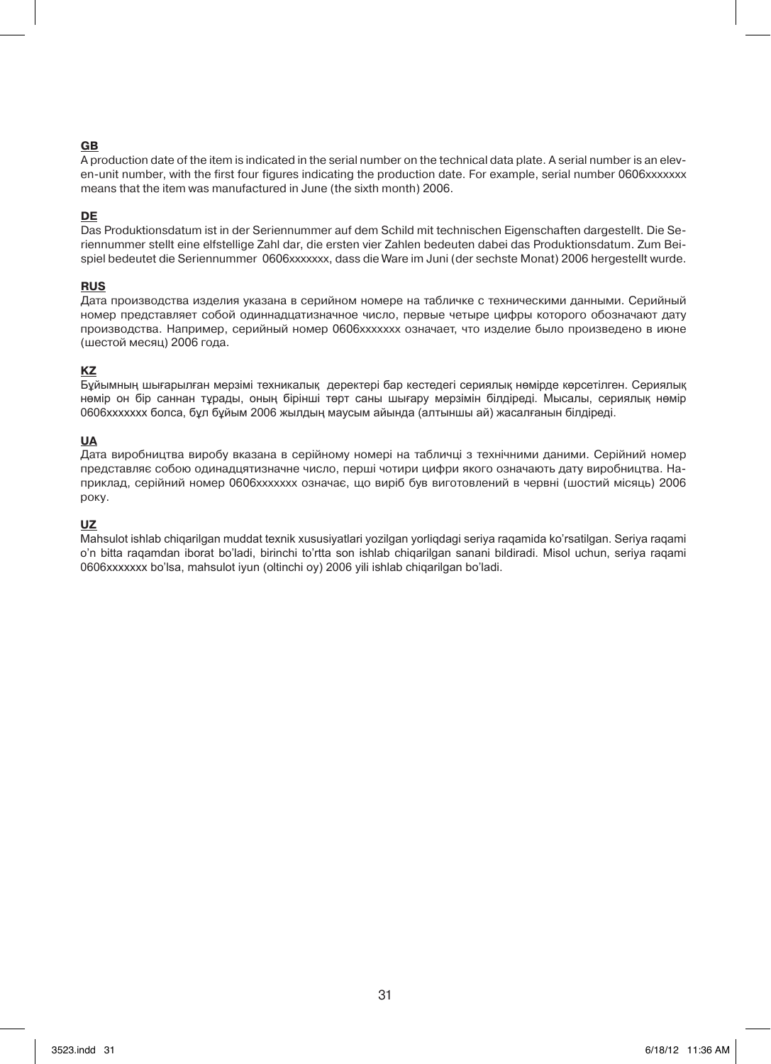**GB**

A production date of the item is indicated in the serial number on the technical data plate. A serial number is an eleven-unit number, with the first four figures indicating the production date. For example, serial number 0606xxxxxxx means that the item was manufactured in June (the sixth month) 2006.

**DE**

Das Produktionsdatum ist in der Seriennummer auf dem Schild mit technischen Eigenschaften dargestellt. Die Seriennummer stellt eine elfstellige Zahl dar, die ersten vier Zahlen bedeuten dabei das Produktionsdatum. Zum Beispiel bedeutet die Seriennummer 0606xxxxxxx, dass die Ware im Juni (der sechste Monat) 2006 hergestellt wurde.

**RUS**

Дата производства изделия указана в серийном номере на табличке с техническими данными. Серийный номер представляет собой одиннадцатизначное число, первые четыре цифры которого обозначают дату производства. Например, серийный номер 0606xxxxxxx означает, что изделие было произведено в июне (шестой месяц) 2006 года.

**KZ**

Бұйымның шығарылған мерзімі техникалық деректері бар кестедегі сериялық нөмірде көрсетілген. Сериялық нөмір он бір саннан тұрады, оның бірінші төрт саны шығару мерзімін білдіреді. Мысалы, сериялық нөмір 0606xxxxxxx болса, бұл бұйым 2006 жылдың маусым айында (алтыншы ай) жасалғанын білдіреді.

**UA**

Дата виробництва виробу вказана в серійному номері на табличці з технічними даними. Серійний номер представляє собою одинадцятизначне число, перші чотири цифри якого означають дату виробництва. Наприклад, серійний номер 0606xxxxxxx означає, що виріб був виготовлений в червні (шостий місяць) 2006 року.

**UZ**

Mahsulot ishlab chiqarilgan muddat texnik xususiyatlari yozilgan yorliqdagi seriya raqamida ko'rsatilgan. Seriya raqami o'n bitta raqamdan iborat bo'ladi, birinchi to'rtta son ishlab chiqarilgan sanani bildiradi. Misol uchun, seriya raqami 0606xxxxxxx bo'lsa, mahsulot iyun (oltinchi oy) 2006 yili ishlab chiqarilgan bo'ladi.